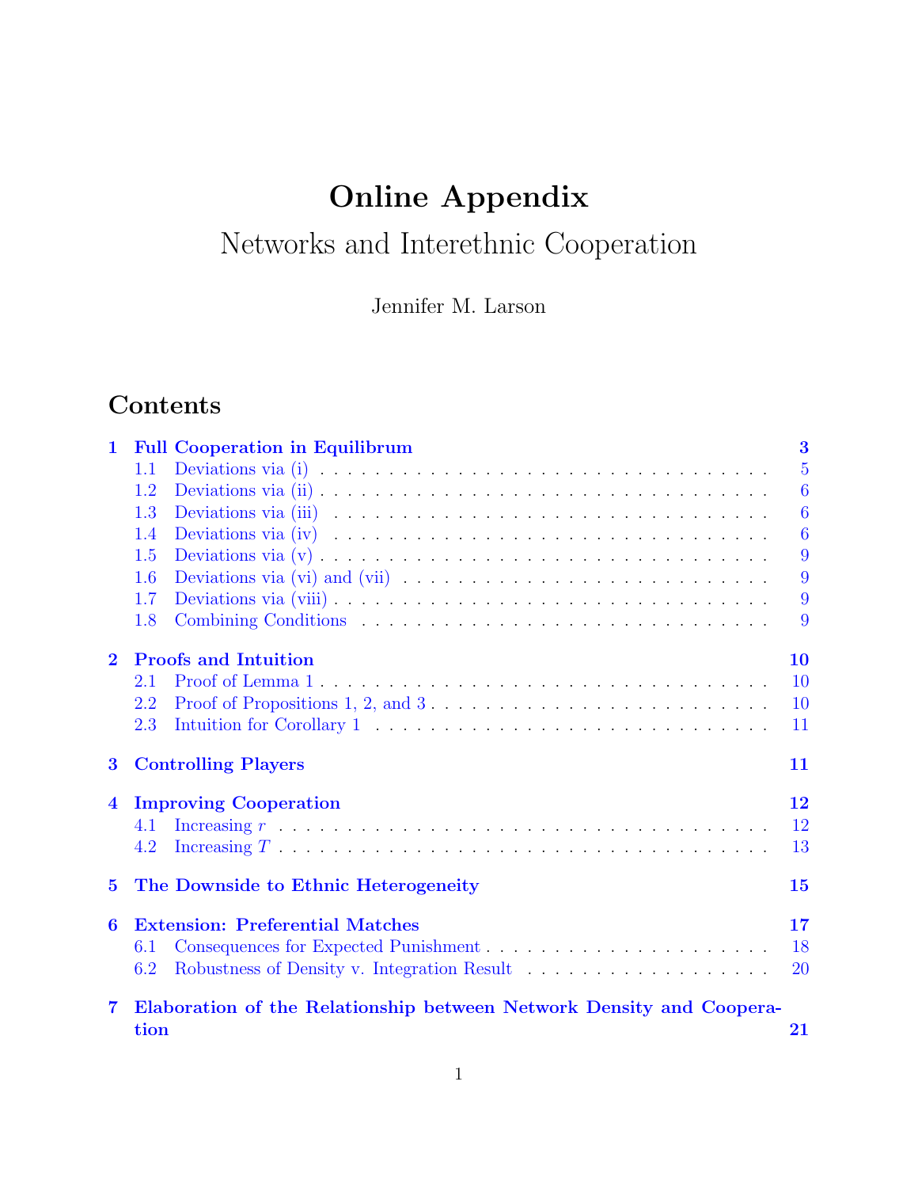# Online Appendix

## Networks and Interethnic Cooperation

Jennifer M. Larson

## Contents

1 Full Cooperation in Equilibrum — 3
- 1.1 Deviations via (i) — 5
- 1.2 Deviations via (ii) — 6
- 1.3 Deviations via (iii) — 6
- 1.4 Deviations via (iv) — 6
- 1.5 Deviations via (v) — 9
- 1.6 Deviations via (vi) and (vii) — 9
- 1.7 Deviations via (viii) — 9
- 1.8 Combining Conditions — 9

2 Proofs and Intuition — 10
- 2.1 Proof of Lemma 1 — 10
- 2.2 Proof of Propositions 1, 2, and 3 — 10
- 2.3 Intuition for Corollary 1 — 11

3 Controlling Players — 11

4 Improving Cooperation — 12
- 4.1 Increasing $r$ — 12
- 4.2 Increasing $T$ — 13

5 The Downside to Ethnic Heterogeneity — 15

6 Extension: Preferential Matches — 17
- 6.1 Consequences for Expected Punishment — 18
- 6.2 Robustness of Density v. Integration Result — 20

7 Elaboration of the Relationship between Network Density and Cooperation — 21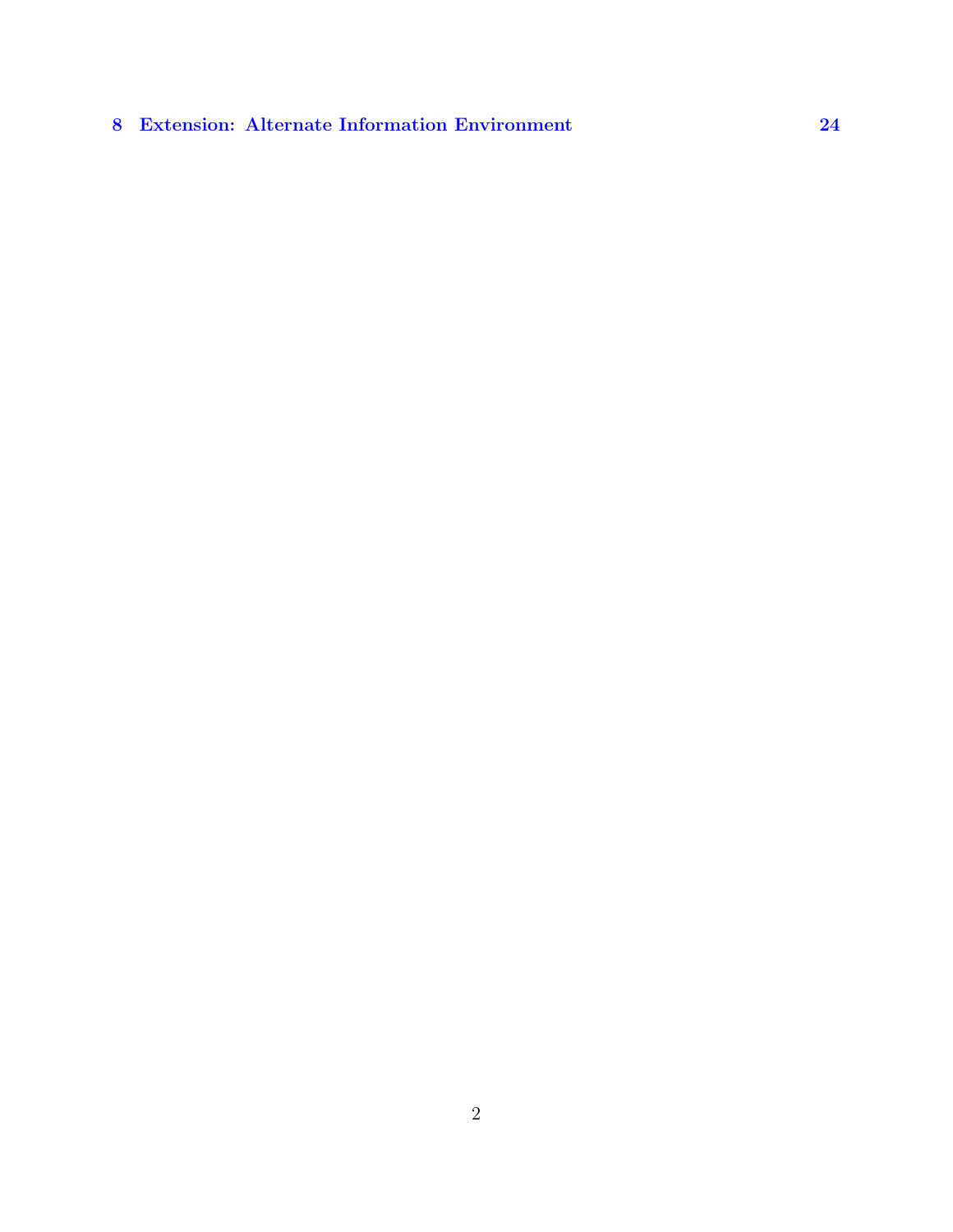**8 Extension: Alternate Information Environment** **24**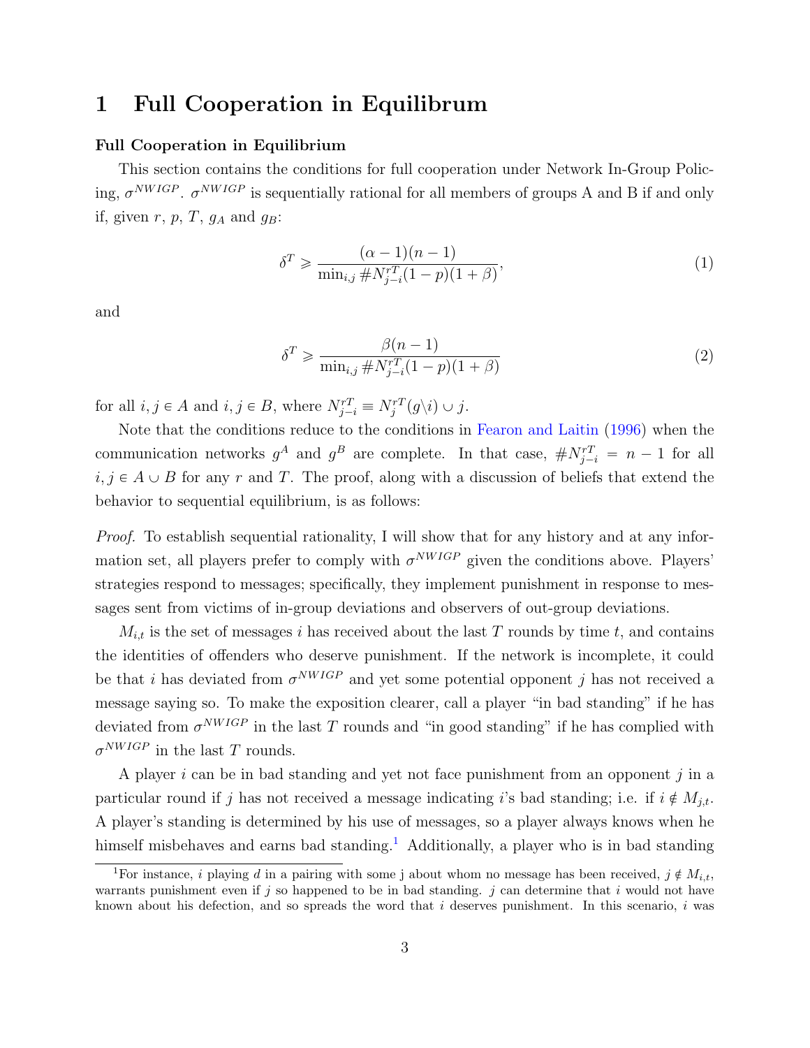# 1 Full Cooperation in Equilibrum

**Full Cooperation in Equilibrium**

This section contains the conditions for full cooperation under Network In-Group Policing, $\sigma^{NWIGP}$. $\sigma^{NWIGP}$ is sequentially rational for all members of groups A and B if and only if, given $r$, $p$, $T$, $g_A$ and $g_B$:

$$\delta^T \geqslant \frac{(\alpha - 1)(n-1)}{\min_{i,j} \# N_{j-i}^{rT}(1-p)(1+\beta)}, \tag{1}$$

and

$$\delta^T \geqslant \frac{\beta(n-1)}{\min_{i,j} \# N_{j-i}^{rT}(1-p)(1+\beta)} \tag{2}$$

for all $i, j \in A$ and $i, j \in B$, where $N_{j-i}^{rT} \equiv N_j^{rT}(g \backslash i) \cup j$.

Note that the conditions reduce to the conditions in Fearon and Laitin (1996) when the communication networks $g^A$ and $g^B$ are complete. In that case, $\# N_{j-i}^{rT} = n - 1$ for all $i, j \in A \cup B$ for any $r$ and $T$. The proof, along with a discussion of beliefs that extend the behavior to sequential equilibrium, is as follows:

*Proof.* To establish sequential rationality, I will show that for any history and at any information set, all players prefer to comply with $\sigma^{NWIGP}$ given the conditions above. Players' strategies respond to messages; specifically, they implement punishment in response to messages sent from victims of in-group deviations and observers of out-group deviations.

$M_{i,t}$ is the set of messages $i$ has received about the last $T$ rounds by time $t$, and contains the identities of offenders who deserve punishment. If the network is incomplete, it could be that $i$ has deviated from $\sigma^{NWIGP}$ and yet some potential opponent $j$ has not received a message saying so. To make the exposition clearer, call a player "in bad standing" if he has deviated from $\sigma^{NWIGP}$ in the last $T$ rounds and "in good standing" if he has complied with $\sigma^{NWIGP}$ in the last $T$ rounds.

A player $i$ can be in bad standing and yet not face punishment from an opponent $j$ in a particular round if $j$ has not received a message indicating $i$'s bad standing; i.e. if $i \notin M_{j,t}$. A player's standing is determined by his use of messages, so a player always knows when he himself misbehaves and earns bad standing.[1] Additionally, a player who is in bad standing

[1] For instance, $i$ playing $d$ in a pairing with some j about whom no message has been received, $j \notin M_{i,t}$, warrants punishment even if $j$ so happened to be in bad standing. $j$ can determine that $i$ would not have known about his defection, and so spreads the word that $i$ deserves punishment. In this scenario, $i$ was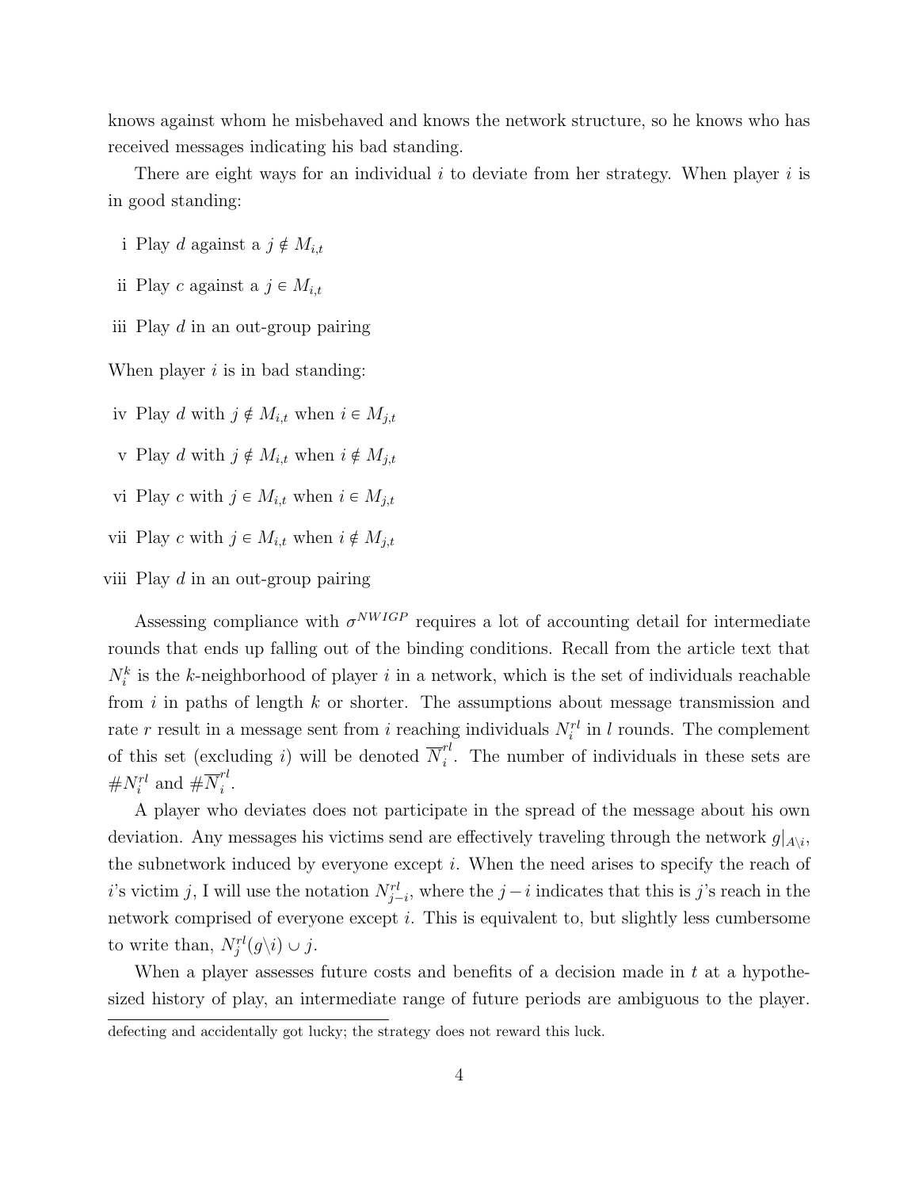knows against whom he misbehaved and knows the network structure, so he knows who has received messages indicating his bad standing.

There are eight ways for an individual $i$ to deviate from her strategy. When player $i$ is in good standing:

i Play $d$ against a $j \notin M_{i,t}$

ii Play $c$ against a $j \in M_{i,t}$

iii Play $d$ in an out-group pairing

When player $i$ is in bad standing:

iv Play $d$ with $j \notin M_{i,t}$ when $i \in M_{j,t}$

v Play $d$ with $j \notin M_{i,t}$ when $i \notin M_{j,t}$

vi Play $c$ with $j \in M_{i,t}$ when $i \in M_{j,t}$

vii Play $c$ with $j \in M_{i,t}$ when $i \notin M_{j,t}$

viii Play $d$ in an out-group pairing

Assessing compliance with $\sigma^{NWIGP}$ requires a lot of accounting detail for intermediate rounds that ends up falling out of the binding conditions. Recall from the article text that $N_i^k$ is the $k$-neighborhood of player $i$ in a network, which is the set of individuals reachable from $i$ in paths of length $k$ or shorter. The assumptions about message transmission and rate $r$ result in a message sent from $i$ reaching individuals $N_i^{rl}$ in $l$ rounds. The complement of this set (excluding $i$) will be denoted $\overline{N}_i^{rl}$. The number of individuals in these sets are $\#N_i^{rl}$ and $\#\overline{N}_i^{rl}$.

A player who deviates does not participate in the spread of the message about his own deviation. Any messages his victims send are effectively traveling through the network $g|_{A\backslash i}$, the subnetwork induced by everyone except $i$. When the need arises to specify the reach of $i$'s victim $j$, I will use the notation $N_{j-i}^{rl}$, where the $j-i$ indicates that this is $j$'s reach in the network comprised of everyone except $i$. This is equivalent to, but slightly less cumbersome to write than, $N_j^{rl}(g\backslash i) \cup j$.

When a player assesses future costs and benefits of a decision made in $t$ at a hypothesized history of play, an intermediate range of future periods are ambiguous to the player.

defecting and accidentally got lucky; the strategy does not reward this luck.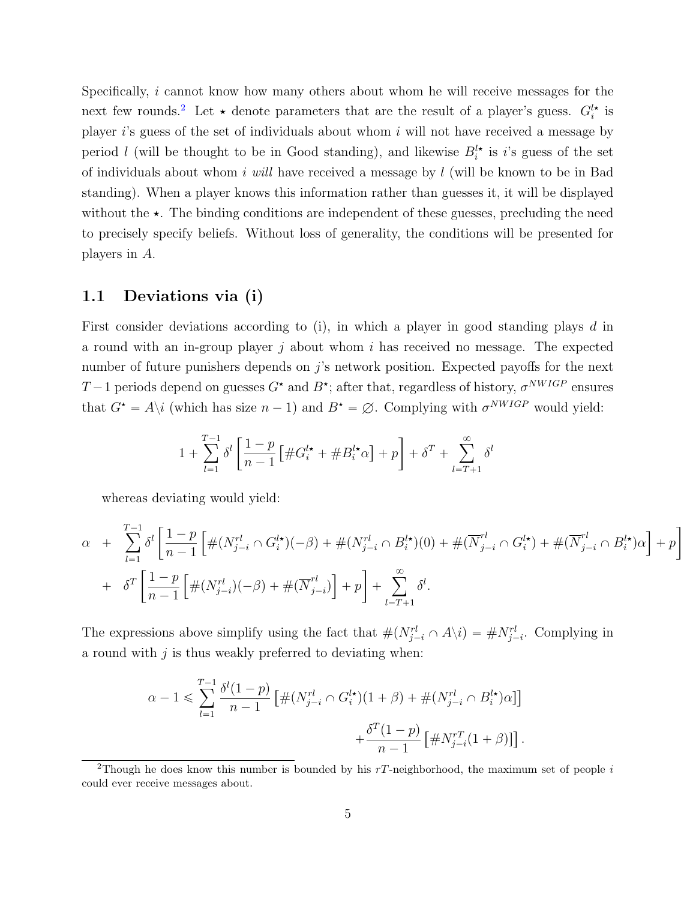Specifically, $i$ cannot know how many others about whom he will receive messages for the next few rounds.[2] Let $\star$ denote parameters that are the result of a player's guess. $G_i^{l\star}$ is player $i$'s guess of the set of individuals about whom $i$ will not have received a message by period $l$ (will be thought to be in Good standing), and likewise $B_i^{l\star}$ is $i$'s guess of the set of individuals about whom $i$ *will* have received a message by $l$ (will be known to be in Bad standing). When a player knows this information rather than guesses it, it will be displayed without the $\star$. The binding conditions are independent of these guesses, precluding the need to precisely specify beliefs. Without loss of generality, the conditions will be presented for players in $A$.

## 1.1 Deviations via (i)

First consider deviations according to (i), in which a player in good standing plays $d$ in a round with an in-group player $j$ about whom $i$ has received no message. The expected number of future punishers depends on $j$'s network position. Expected payoffs for the next $T-1$ periods depend on guesses $G^\star$ and $B^\star$; after that, regardless of history, $\sigma^{NWIGP}$ ensures that $G^\star = A\backslash i$ (which has size $n-1$) and $B^\star = \varnothing$. Complying with $\sigma^{NWIGP}$ would yield:

$$1 + \sum_{l=1}^{T-1} \delta^l \left[ \frac{1-p}{n-1} \left[ \# G_i^{l\star} + \# B_i^{l\star} \alpha \right] + p \right] + \delta^T + \sum_{l=T+1}^{\infty} \delta^l$$

whereas deviating would yield:

$$\begin{aligned}
\alpha \quad &+ \quad \sum_{l=1}^{T-1} \delta^l \left[ \frac{1-p}{n-1} \left[ \#(N_{j-i}^{rl} \cap G_i^{l\star})(-\beta) + \#(N_{j-i}^{rl} \cap B_i^{l\star})(0) + \#(\overline{N}_{j-i}^{rl} \cap G_i^{l\star}) + \#(\overline{N}_{j-i}^{rl} \cap B_i^{l\star})\alpha \right] + p \right] \\
&+ \quad \delta^T \left[ \frac{1-p}{n-1} \left[ \#(N_{j-i}^{rl})(-\beta) + \#(\overline{N}_{j-i}^{rl}) \right] + p \right] + \sum_{l=T+1}^{\infty} \delta^l.
\end{aligned}$$

The expressions above simplify using the fact that $\#(N_{j-i}^{rl} \cap A\backslash i) = \# N_{j-i}^{rl}$. Complying in a round with $j$ is thus weakly preferred to deviating when:

$$\begin{aligned}
\alpha - 1 \leqslant \sum_{l=1}^{T-1} \frac{\delta^l (1-p)}{n-1} &\left[ \#(N_{j-i}^{rl} \cap G_i^{l\star})(1+\beta) + \#(N_{j-i}^{rl} \cap B_i^{l\star})\alpha \right] \\
&+ \frac{\delta^T (1-p)}{n-1} \left[ \# N_{j-i}^{rT}(1+\beta) \right].
\end{aligned}$$

[2] Though he does know this number is bounded by his $rT$-neighborhood, the maximum set of people $i$ could ever receive messages about.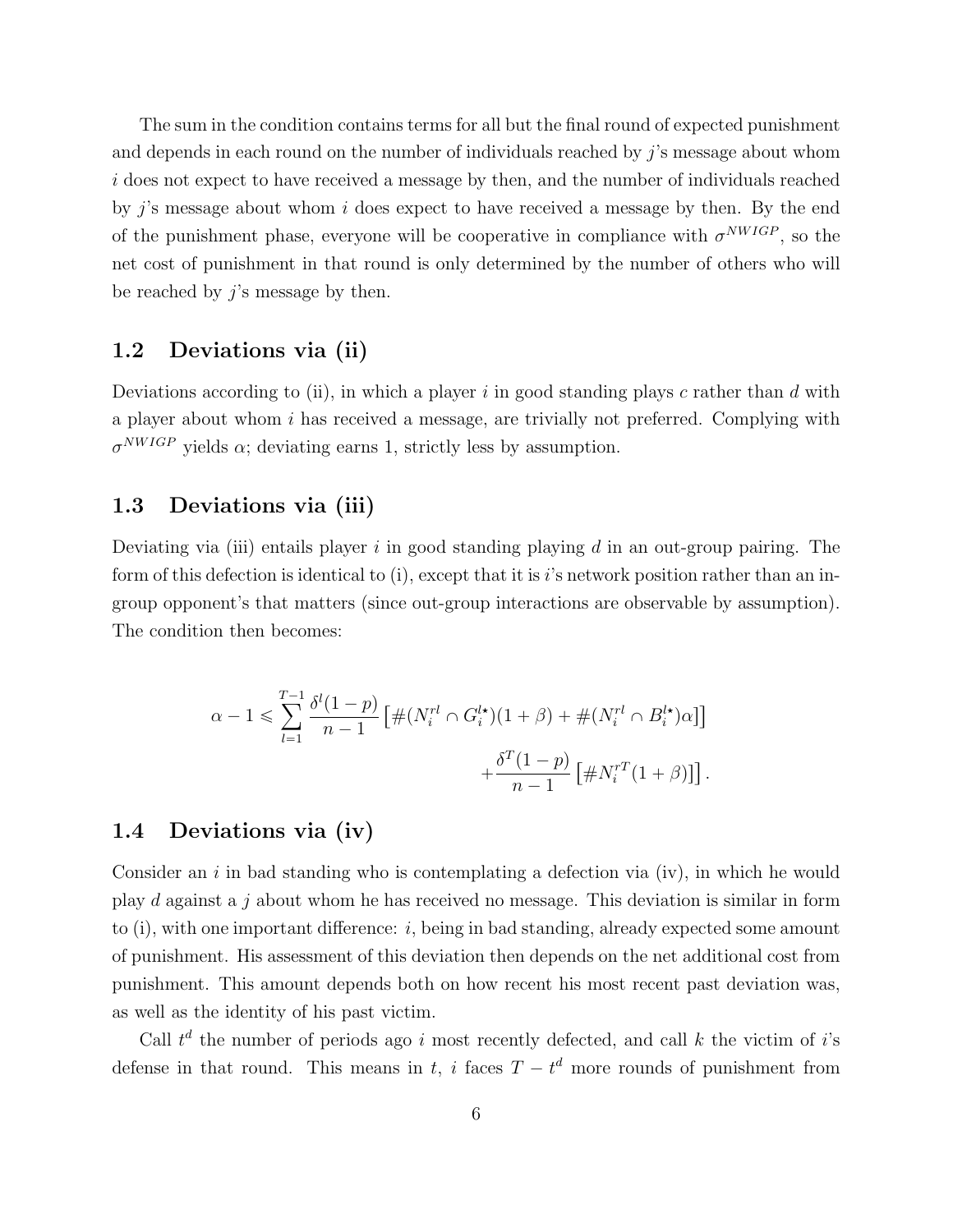The sum in the condition contains terms for all but the final round of expected punishment and depends in each round on the number of individuals reached by $j$'s message about whom $i$ does not expect to have received a message by then, and the number of individuals reached by $j$'s message about whom $i$ does expect to have received a message by then. By the end of the punishment phase, everyone will be cooperative in compliance with $\sigma^{NWIGP}$, so the net cost of punishment in that round is only determined by the number of others who will be reached by $j$'s message by then.

### 1.2 Deviations via (ii)

Deviations according to (ii), in which a player $i$ in good standing plays $c$ rather than $d$ with a player about whom $i$ has received a message, are trivially not preferred. Complying with $\sigma^{NWIGP}$ yields $\alpha$; deviating earns 1, strictly less by assumption.

### 1.3 Deviations via (iii)

Deviating via (iii) entails player $i$ in good standing playing $d$ in an out-group pairing. The form of this defection is identical to (i), except that it is $i$'s network position rather than an in-group opponent's that matters (since out-group interactions are observable by assumption). The condition then becomes:

$$\alpha - 1 \leqslant \sum_{l=1}^{T-1} \frac{\delta^l (1-p)}{n-1} \left[ \#(N_i^{rl} \cap G_i^{l\star})(1+\beta) + \#(N_i^{rl} \cap B_i^{l\star})\alpha \right] + \frac{\delta^T (1-p)}{n-1} \left[ \# N_i^{rT}(1+\beta) \right].$$

### 1.4 Deviations via (iv)

Consider an $i$ in bad standing who is contemplating a defection via (iv), in which he would play $d$ against a $j$ about whom he has received no message. This deviation is similar in form to (i), with one important difference: $i$, being in bad standing, already expected some amount of punishment. His assessment of this deviation then depends on the net additional cost from punishment. This amount depends both on how recent his most recent past deviation was, as well as the identity of his past victim.

Call $t^d$ the number of periods ago $i$ most recently defected, and call $k$ the victim of $i$'s defense in that round. This means in $t$, $i$ faces $T - t^d$ more rounds of punishment from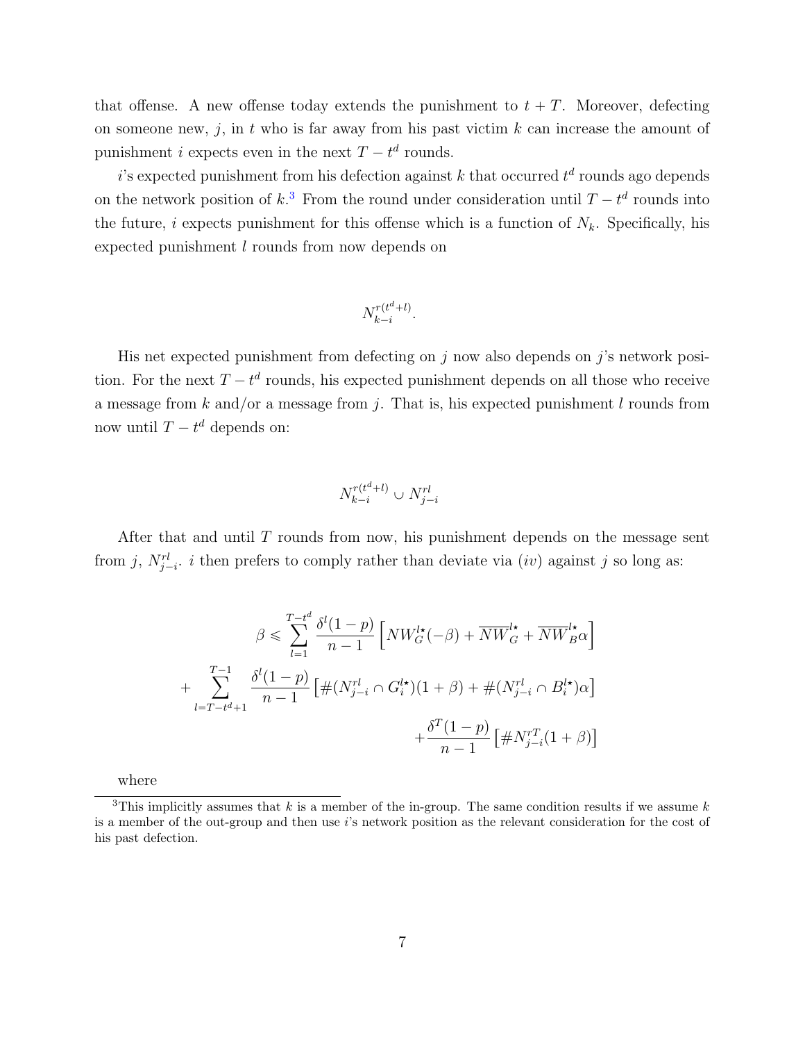that offense. A new offense today extends the punishment to $t + T$. Moreover, defecting on someone new, $j$, in $t$ who is far away from his past victim $k$ can increase the amount of punishment $i$ expects even in the next $T - t^d$ rounds.

$i$'s expected punishment from his defection against $k$ that occurred $t^d$ rounds ago depends on the network position of $k$.[3] From the round under consideration until $T - t^d$ rounds into the future, $i$ expects punishment for this offense which is a function of $N_k$. Specifically, his expected punishment $l$ rounds from now depends on

$$N_{k-i}^{r(t^d+l)}.$$

His net expected punishment from defecting on $j$ now also depends on $j$'s network position. For the next $T - t^d$ rounds, his expected punishment depends on all those who receive a message from $k$ and/or a message from $j$. That is, his expected punishment $l$ rounds from now until $T - t^d$ depends on:

$$N_{k-i}^{r(t^d+l)} \cup N_{j-i}^{rl}$$

After that and until $T$ rounds from now, his punishment depends on the message sent from $j$, $N_{j-i}^{rl}$. $i$ then prefers to comply rather than deviate via $(iv)$ against $j$ so long as:

$$\beta \leqslant \sum_{l=1}^{T-t^d} \frac{\delta^l(1-p)}{n-1} \left[ NW_G^{l\star}(-\beta) + \overline{NW}_G^{l\star} + \overline{NW}_B^{l\star}\alpha \right]$$
$$+ \sum_{l=T-t^d+1}^{T-1} \frac{\delta^l(1-p)}{n-1} \left[ \#(N_{j-i}^{rl} \cap G_i^{l\star})(1+\beta) + \#(N_{j-i}^{rl} \cap B_i^{l\star})\alpha \right]$$
$$+ \frac{\delta^T(1-p)}{n-1} \left[ \# N_{j-i}^{rT}(1+\beta) \right]$$

where

[3] This implicitly assumes that $k$ is a member of the in-group. The same condition results if we assume $k$ is a member of the out-group and then use $i$'s network position as the relevant consideration for the cost of his past defection.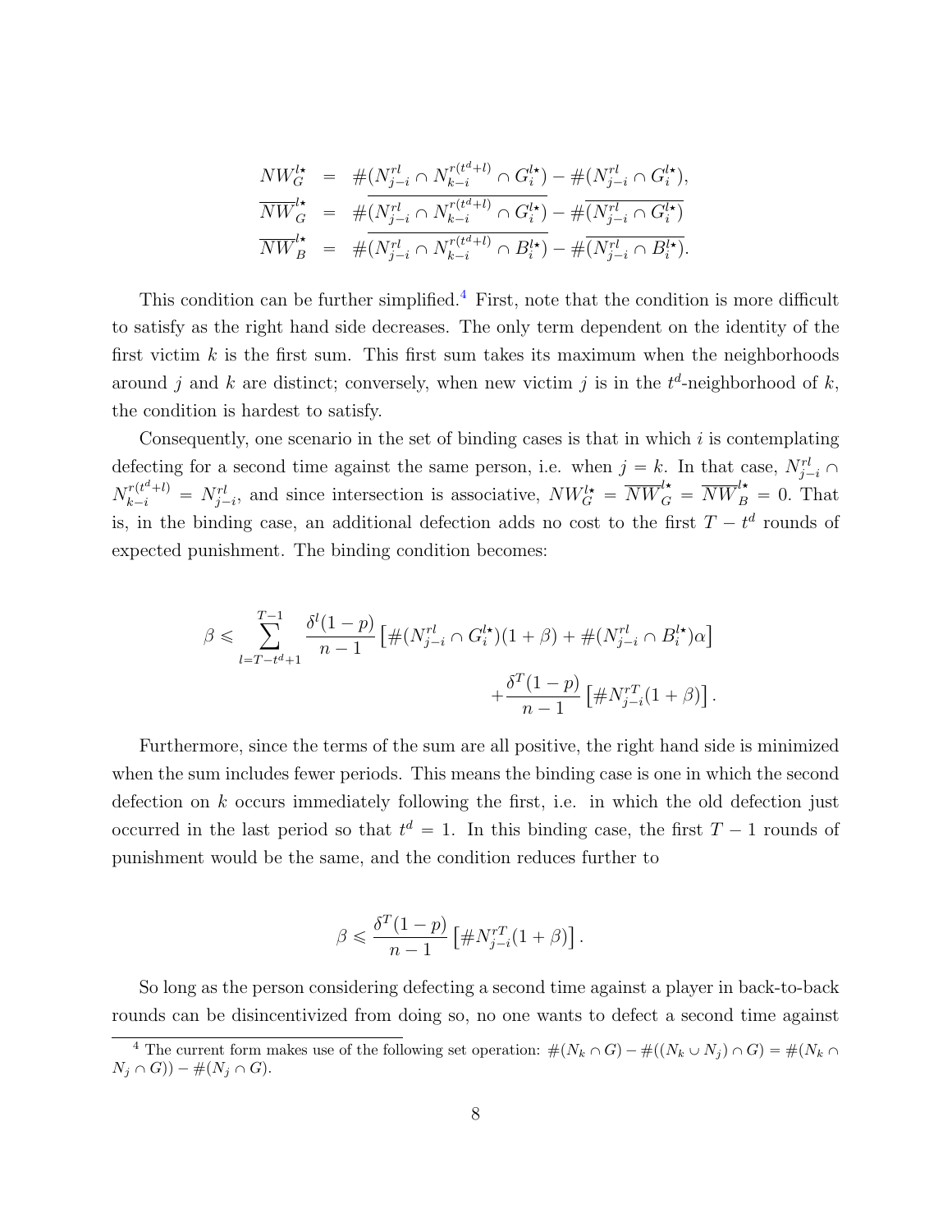$$
\begin{aligned}
NW_G^{l\star} &= \#(N_{j-i}^{rl} \cap N_{k-i}^{r(t^d+l)} \cap G_i^{l\star}) - \#(N_{j-i}^{rl} \cap G_i^{l\star}), \\
\overline{NW}_G^{l\star} &= \#\overline{(N_{j-i}^{rl} \cap N_{k-i}^{r(t^d+l)} \cap G_i^{l\star})} - \#\overline{(N_{j-i}^{rl} \cap G_i^{l\star})} \\
\overline{NW}_B^{l\star} &= \#\overline{(N_{j-i}^{rl} \cap N_{k-i}^{r(t^d+l)} \cap B_i^{l\star})} - \#\overline{(N_{j-i}^{rl} \cap B_i^{l\star})}.
\end{aligned}
$$

This condition can be further simplified.[4] First, note that the condition is more difficult to satisfy as the right hand side decreases. The only term dependent on the identity of the first victim $k$ is the first sum. This first sum takes its maximum when the neighborhoods around $j$ and $k$ are distinct; conversely, when new victim $j$ is in the $t^d$-neighborhood of $k$, the condition is hardest to satisfy.

Consequently, one scenario in the set of binding cases is that in which $i$ is contemplating defecting for a second time against the same person, i.e. when $j = k$. In that case, $N_{j-i}^{rl} \cap N_{k-i}^{r(t^d+l)} = N_{j-i}^{rl}$, and since intersection is associative, $NW_G^{l\star} = \overline{NW}_G^{l\star} = \overline{NW}_B^{l\star} = 0$. That is, in the binding case, an additional defection adds no cost to the first $T - t^d$ rounds of expected punishment. The binding condition becomes:

$$
\beta \leqslant \sum_{l=T-t^d+1}^{T-1} \frac{\delta^l(1-p)}{n-1} \left[ \#(N_{j-i}^{rl} \cap G_i^{l\star})(1+\beta) + \#(N_{j-i}^{rl} \cap B_i^{l\star})\alpha \right] + \frac{\delta^T(1-p)}{n-1} \left[ \#N_{j-i}^{rT}(1+\beta) \right].
$$

Furthermore, since the terms of the sum are all positive, the right hand side is minimized when the sum includes fewer periods. This means the binding case is one in which the second defection on $k$ occurs immediately following the first, i.e. in which the old defection just occurred in the last period so that $t^d = 1$. In this binding case, the first $T - 1$ rounds of punishment would be the same, and the condition reduces further to

$$
\beta \leqslant \frac{\delta^T(1-p)}{n-1} \left[ \#N_{j-i}^{rT}(1+\beta) \right].
$$

So long as the person considering defecting a second time against a player in back-to-back rounds can be disincentivized from doing so, no one wants to defect a second time against

[4] The current form makes use of the following set operation: $\#(N_k \cap G) - \#((N_k \cup N_j) \cap G) = \#(N_k \cap N_j \cap G)) - \#(N_j \cap G)$.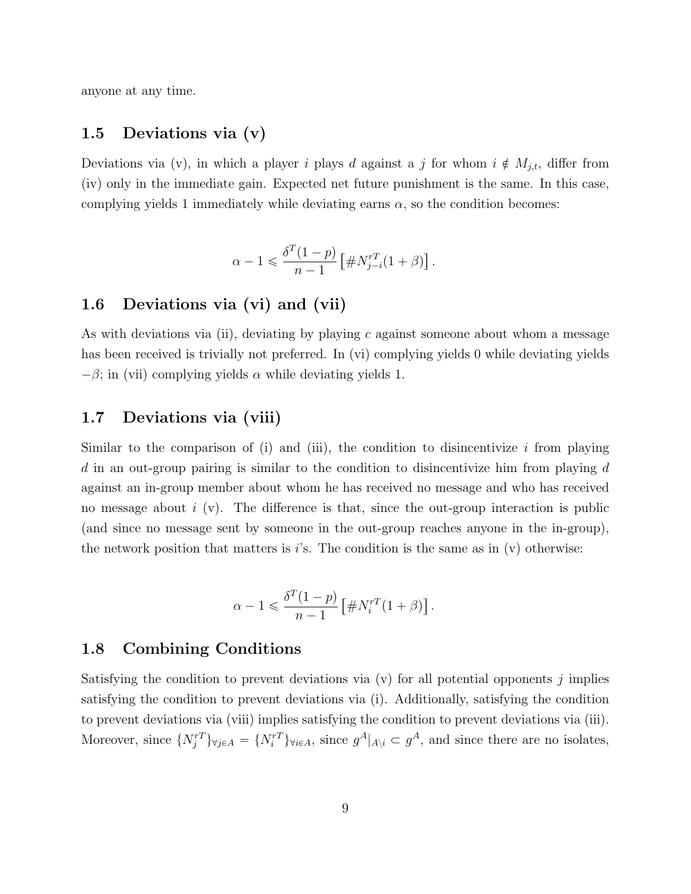anyone at any time.

### 1.5 Deviations via (v)

Deviations via (v), in which a player $i$ plays $d$ against a $j$ for whom $i \notin M_{j,t}$, differ from (iv) only in the immediate gain. Expected net future punishment is the same. In this case, complying yields 1 immediately while deviating earns $\alpha$, so the condition becomes:

$$\alpha - 1 \leqslant \frac{\delta^T(1-p)}{n-1}\left[\#N_{j-i}^{rT}(1+\beta)\right].$$

### 1.6 Deviations via (vi) and (vii)

As with deviations via (ii), deviating by playing $c$ against someone about whom a message has been received is trivially not preferred. In (vi) complying yields 0 while deviating yields $-\beta$; in (vii) complying yields $\alpha$ while deviating yields 1.

### 1.7 Deviations via (viii)

Similar to the comparison of (i) and (iii), the condition to disincentivize $i$ from playing $d$ in an out-group pairing is similar to the condition to disincentivize him from playing $d$ against an in-group member about whom he has received no message and who has received no message about $i$ (v). The difference is that, since the out-group interaction is public (and since no message sent by someone in the out-group reaches anyone in the in-group), the network position that matters is $i$'s. The condition is the same as in (v) otherwise:

$$\alpha - 1 \leqslant \frac{\delta^T(1-p)}{n-1}\left[\#N_{i}^{rT}(1+\beta)\right].$$

### 1.8 Combining Conditions

Satisfying the condition to prevent deviations via (v) for all potential opponents $j$ implies satisfying the condition to prevent deviations via (i). Additionally, satisfying the condition to prevent deviations via (viii) implies satisfying the condition to prevent deviations via (iii). Moreover, since $\{N_j^{rT}\}_{\forall j \in A} = \{N_i^{rT}\}_{\forall i \in A}$, since $g^A|_{A\setminus i} \subset g^A$, and since there are no isolates,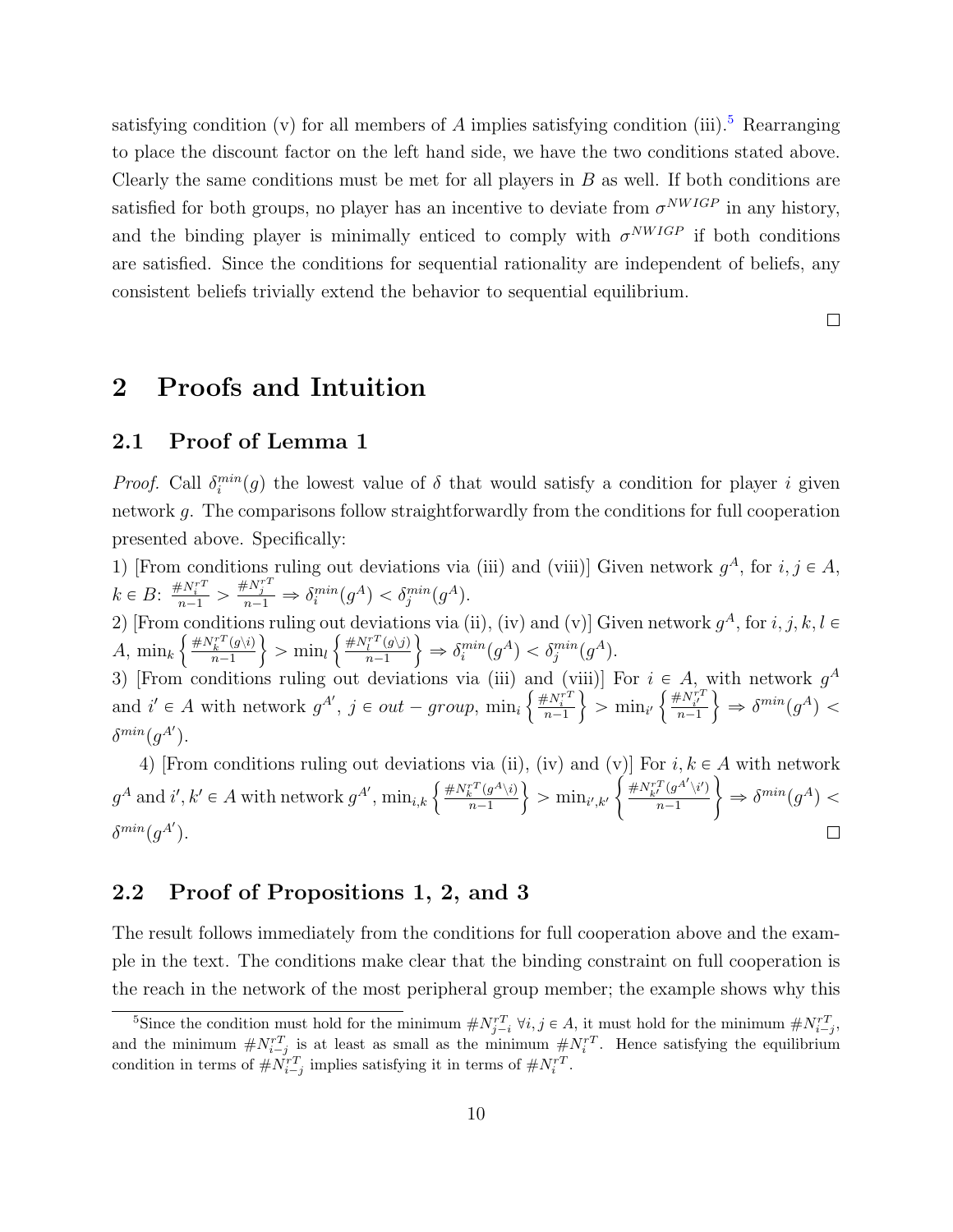satisfying condition (v) for all members of $A$ implies satisfying condition (iii).[5] Rearranging to place the discount factor on the left hand side, we have the two conditions stated above. Clearly the same conditions must be met for all players in $B$ as well. If both conditions are satisfied for both groups, no player has an incentive to deviate from $\sigma^{NWIGP}$ in any history, and the binding player is minimally enticed to comply with $\sigma^{NWIGP}$ if both conditions are satisfied. Since the conditions for sequential rationality are independent of beliefs, any consistent beliefs trivially extend the behavior to sequential equilibrium.

□

# 2 Proofs and Intuition

## 2.1 Proof of Lemma 1

*Proof.* Call $\delta_i^{min}(g)$ the lowest value of $\delta$ that would satisfy a condition for player $i$ given network $g$. The comparisons follow straightforwardly from the conditions for full cooperation presented above. Specifically:

1) [From conditions ruling out deviations via (iii) and (viii)] Given network $g^A$, for $i, j \in A$, $k \in B$: $\frac{\#N_i^{rT}}{n-1} > \frac{\#N_j^{rT}}{n-1} \Rightarrow \delta_i^{min}(g^A) < \delta_j^{min}(g^A)$.

2) [From conditions ruling out deviations via (ii), (iv) and (v)] Given network $g^A$, for $i, j, k, l \in A$, $\min_k \left\{\frac{\#N_k^{rT}(g \backslash i)}{n-1}\right\} > \min_l \left\{\frac{\#N_l^{rT}(g \backslash j)}{n-1}\right\} \Rightarrow \delta_i^{min}(g^A) < \delta_j^{min}(g^A)$.

3) [From conditions ruling out deviations via (iii) and (viii)] For $i \in A$, with network $g^A$ and $i' \in A$ with network $g^{A'}$, $j \in out-group$, $\min_i \left\{\frac{\#N_i^{rT}}{n-1}\right\} > \min_{i'} \left\{\frac{\#N_{i'}^{rT}}{n-1}\right\} \Rightarrow \delta^{min}(g^A) < \delta^{min}(g^{A'})$.

4) [From conditions ruling out deviations via (ii), (iv) and (v)] For $i, k \in A$ with network $g^A$ and $i', k' \in A$ with network $g^{A'}$, $\min_{i,k} \left\{\frac{\#N_k^{rT}(g^A \backslash i)}{n-1}\right\} > \min_{i',k'} \left\{\frac{\#N_{k'}^{rT}(g^{A'} \backslash i')}{n-1}\right\} \Rightarrow \delta^{min}(g^A) < \delta^{min}(g^{A'})$.

□

## 2.2 Proof of Propositions 1, 2, and 3

The result follows immediately from the conditions for full cooperation above and the example in the text. The conditions make clear that the binding constraint on full cooperation is the reach in the network of the most peripheral group member; the example shows why this

[5] Since the condition must hold for the minimum $\#N_{j-i}^{rT}$ $\forall i, j \in A$, it must hold for the minimum $\#N_{i-j}^{rT}$, and the minimum $\#N_{i-j}^{rT}$ is at least as small as the minimum $\#N_i^{rT}$. Hence satisfying the equilibrium condition in terms of $\#N_{i-j}^{rT}$ implies satisfying it in terms of $\#N_i^{rT}$.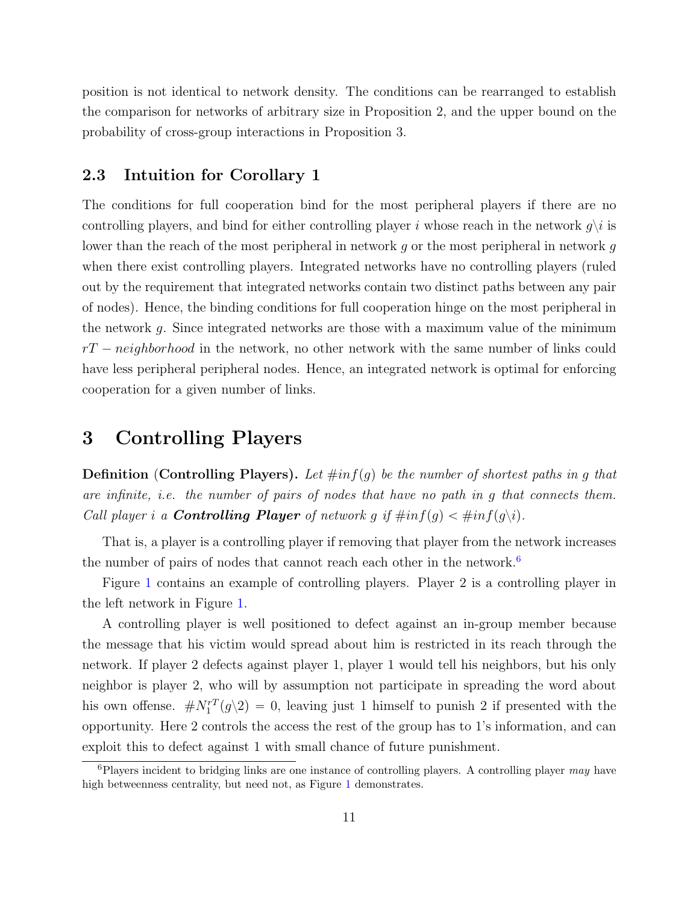position is not identical to network density. The conditions can be rearranged to establish the comparison for networks of arbitrary size in Proposition 2, and the upper bound on the probability of cross-group interactions in Proposition 3.

### 2.3 Intuition for Corollary 1

The conditions for full cooperation bind for the most peripheral players if there are no controlling players, and bind for either controlling player $i$ whose reach in the network $g\backslash i$ is lower than the reach of the most peripheral in network $g$ or the most peripheral in network $g$ when there exist controlling players. Integrated networks have no controlling players (ruled out by the requirement that integrated networks contain two distinct paths between any pair of nodes). Hence, the binding conditions for full cooperation hinge on the most peripheral in the network $g$. Since integrated networks are those with a maximum value of the minimum $rT-neighborhood$ in the network, no other network with the same number of links could have less peripheral peripheral nodes. Hence, an integrated network is optimal for enforcing cooperation for a given number of links.

## 3 Controlling Players

**Definition (Controlling Players).** *Let $\#inf(g)$ be the number of shortest paths in $g$ that are infinite, i.e. the number of pairs of nodes that have no path in $g$ that connects them. Call player $i$ a **Controlling Player** of network $g$ if $\#inf(g) < \#inf(g\backslash i)$.*

That is, a player is a controlling player if removing that player from the network increases the number of pairs of nodes that cannot reach each other in the network.[6]

Figure 1 contains an example of controlling players. Player 2 is a controlling player in the left network in Figure 1.

A controlling player is well positioned to defect against an in-group member because the message that his victim would spread about him is restricted in its reach through the network. If player 2 defects against player 1, player 1 would tell his neighbors, but his only neighbor is player 2, who will by assumption not participate in spreading the word about his own offense. $\#N_1^{rT}(g\backslash 2) = 0$, leaving just 1 himself to punish 2 if presented with the opportunity. Here 2 controls the access the rest of the group has to 1's information, and can exploit this to defect against 1 with small chance of future punishment.

[6]Players incident to bridging links are one instance of controlling players. A controlling player *may* have high betweenness centrality, but need not, as Figure 1 demonstrates.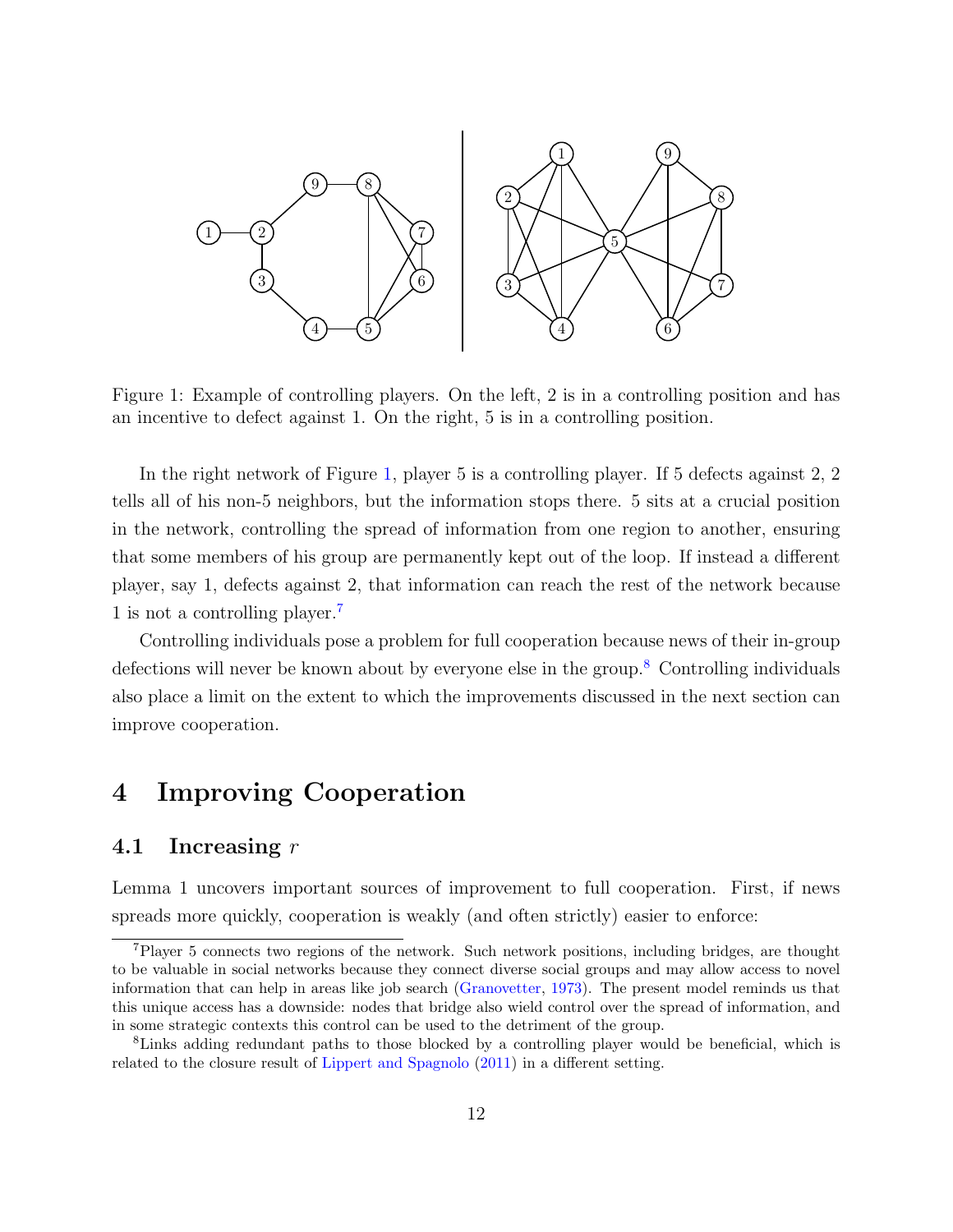Figure 1: Example of controlling players. On the left, 2 is in a controlling position and has an incentive to defect against 1. On the right, 5 is in a controlling position.

In the right network of Figure 1, player 5 is a controlling player. If 5 defects against 2, 2 tells all of his non-5 neighbors, but the information stops there. 5 sits at a crucial position in the network, controlling the spread of information from one region to another, ensuring that some members of his group are permanently kept out of the loop. If instead a different player, say 1, defects against 2, that information can reach the rest of the network because 1 is not a controlling player.[7]

Controlling individuals pose a problem for full cooperation because news of their in-group defections will never be known about by everyone else in the group.[8] Controlling individuals also place a limit on the extent to which the improvements discussed in the next section can improve cooperation.

# 4 Improving Cooperation

## 4.1 Increasing $r$

Lemma 1 uncovers important sources of improvement to full cooperation. First, if news spreads more quickly, cooperation is weakly (and often strictly) easier to enforce:

[7] Player 5 connects two regions of the network. Such network positions, including bridges, are thought to be valuable in social networks because they connect diverse social groups and may allow access to novel information that can help in areas like job search (Granovetter, 1973). The present model reminds us that this unique access has a downside: nodes that bridge also wield control over the spread of information, and in some strategic contexts this control can be used to the detriment of the group.

[8] Links adding redundant paths to those blocked by a controlling player would be beneficial, which is related to the closure result of Lippert and Spagnolo (2011) in a different setting.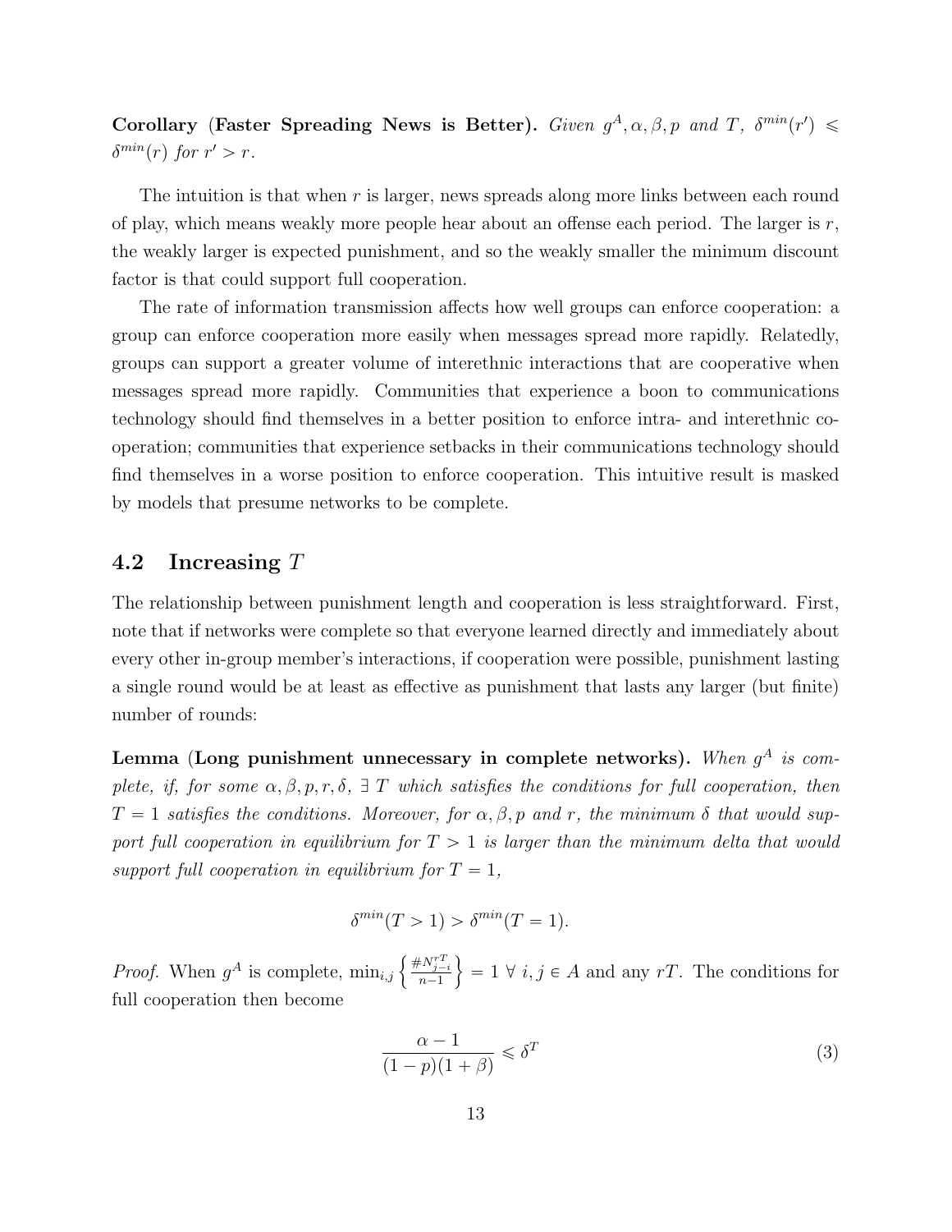**Corollary** (**Faster Spreading News is Better).** *Given $g^A, \alpha, \beta, p$ and $T$, $\delta^{min}(r') \leqslant \delta^{min}(r)$ for $r' > r$.*

The intuition is that when $r$ is larger, news spreads along more links between each round of play, which means weakly more people hear about an offense each period. The larger is $r$, the weakly larger is expected punishment, and so the weakly smaller the minimum discount factor is that could support full cooperation.

The rate of information transmission affects how well groups can enforce cooperation: a group can enforce cooperation more easily when messages spread more rapidly. Relatedly, groups can support a greater volume of interethnic interactions that are cooperative when messages spread more rapidly. Communities that experience a boon to communications technology should find themselves in a better position to enforce intra- and interethnic cooperation; communities that experience setbacks in their communications technology should find themselves in a worse position to enforce cooperation. This intuitive result is masked by models that presume networks to be complete.

## 4.2 Increasing $T$

The relationship between punishment length and cooperation is less straightforward. First, note that if networks were complete so that everyone learned directly and immediately about every other in-group member's interactions, if cooperation were possible, punishment lasting a single round would be at least as effective as punishment that lasts any larger (but finite) number of rounds:

**Lemma** (**Long punishment unnecessary in complete networks).** *When $g^A$ is complete, if, for some $\alpha, \beta, p, r, \delta$, $\exists$ $T$ which satisfies the conditions for full cooperation, then $T = 1$ satisfies the conditions. Moreover, for $\alpha, \beta, p$ and $r$, the minimum $\delta$ that would support full cooperation in equilibrium for $T > 1$ is larger than the minimum delta that would support full cooperation in equilibrium for $T = 1$,*

$$\delta^{min}(T > 1) > \delta^{min}(T = 1).$$

*Proof.* When $g^A$ is complete, $\min_{i,j}\left\{\frac{\#N_{j-i}^{rT}}{n-1}\right\} = 1$ $\forall$ $i, j \in A$ and any $rT$. The conditions for full cooperation then become

$$\frac{\alpha - 1}{(1-p)(1+\beta)} \leqslant \delta^T \tag{3}$$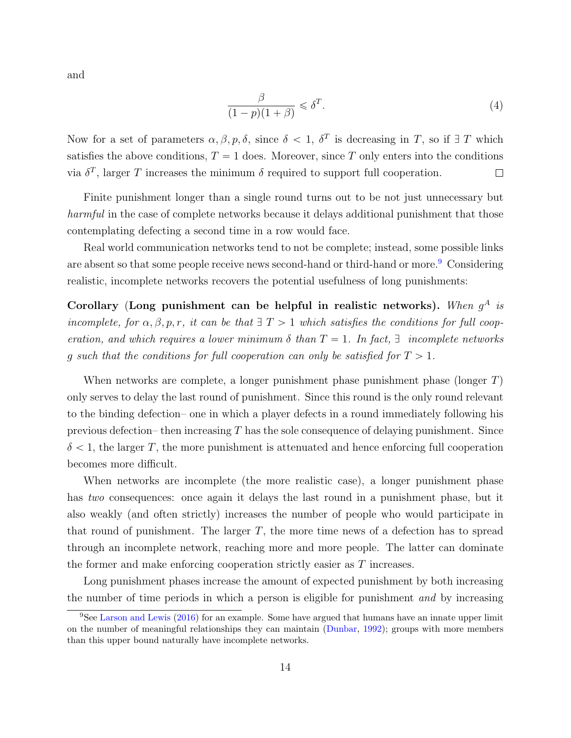and

$$\frac{\beta}{(1-p)(1+\beta)} \leqslant \delta^T. \tag{4}$$

Now for a set of parameters $\alpha, \beta, p, \delta$, since $\delta < 1$, $\delta^T$ is decreasing in $T$, so if $\exists\ T$ which satisfies the above conditions, $T = 1$ does. Moreover, since $T$ only enters into the conditions via $\delta^T$, larger $T$ increases the minimum $\delta$ required to support full cooperation. $\square$

Finite punishment longer than a single round turns out to be not just unnecessary but *harmful* in the case of complete networks because it delays additional punishment that those contemplating defecting a second time in a row would face.

Real world communication networks tend to not be complete; instead, some possible links are absent so that some people receive news second-hand or third-hand or more.[9] Considering realistic, incomplete networks recovers the potential usefulness of long punishments:

**Corollary (Long punishment can be helpful in realistic networks).** *When $g^A$ is incomplete, for $\alpha, \beta, p, r$, it can be that $\exists\ T > 1$ which satisfies the conditions for full cooperation, and which requires a lower minimum $\delta$ than $T = 1$. In fact, $\exists$ incomplete networks $g$ such that the conditions for full cooperation can only be satisfied for $T > 1$.*

When networks are complete, a longer punishment phase punishment phase (longer $T$) only serves to delay the last round of punishment. Since this round is the only round relevant to the binding defection– one in which a player defects in a round immediately following his previous defection– then increasing $T$ has the sole consequence of delaying punishment. Since $\delta < 1$, the larger $T$, the more punishment is attenuated and hence enforcing full cooperation becomes more difficult.

When networks are incomplete (the more realistic case), a longer punishment phase has *two* consequences: once again it delays the last round in a punishment phase, but it also weakly (and often strictly) increases the number of people who would participate in that round of punishment. The larger $T$, the more time news of a defection has to spread through an incomplete network, reaching more and more people. The latter can dominate the former and make enforcing cooperation strictly easier as $T$ increases.

Long punishment phases increase the amount of expected punishment by both increasing the number of time periods in which a person is eligible for punishment *and* by increasing

[9] See Larson and Lewis (2016) for an example. Some have argued that humans have an innate upper limit on the number of meaningful relationships they can maintain (Dunbar, 1992); groups with more members than this upper bound naturally have incomplete networks.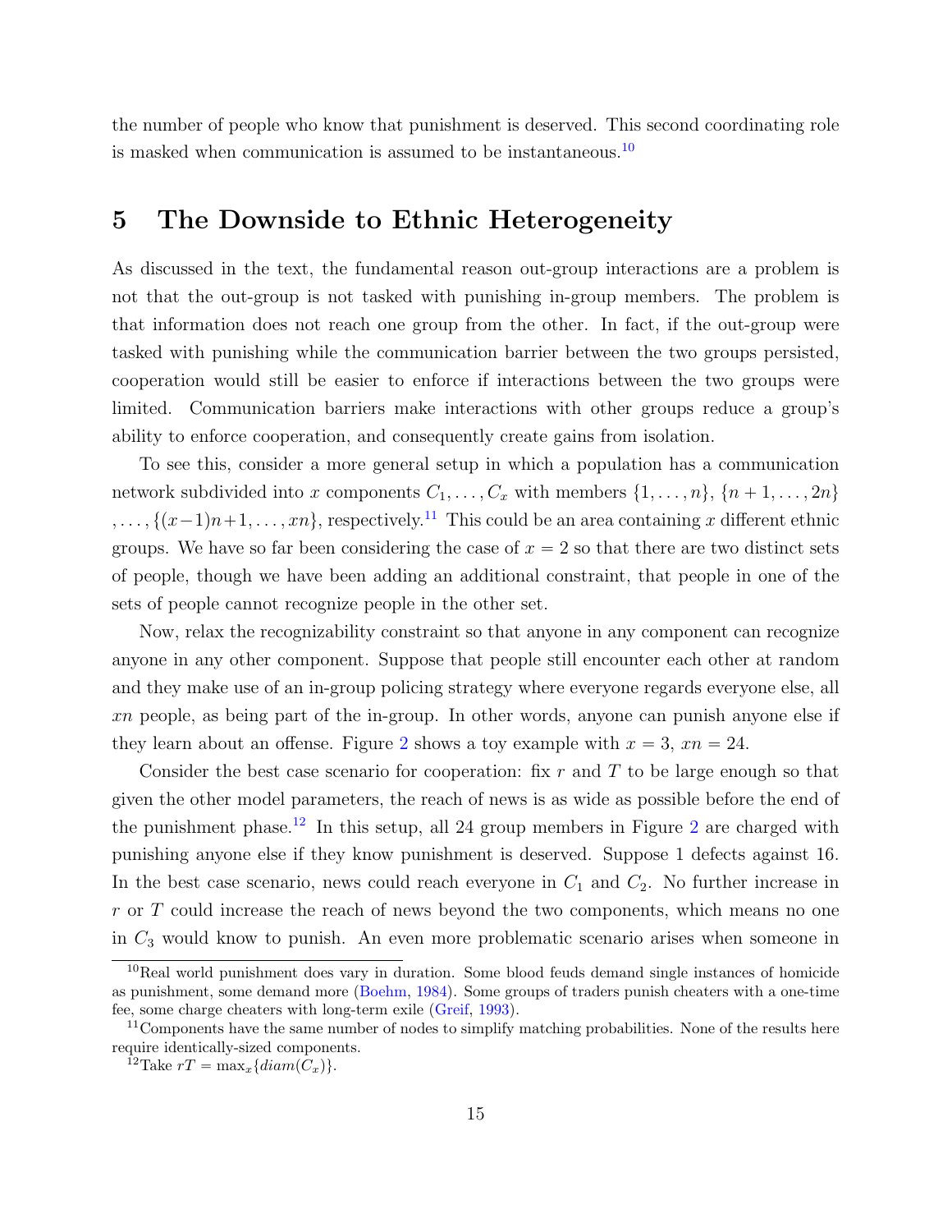the number of people who know that punishment is deserved. This second coordinating role is masked when communication is assumed to be instantaneous.[10]

## 5 The Downside to Ethnic Heterogeneity

As discussed in the text, the fundamental reason out-group interactions are a problem is not that the out-group is not tasked with punishing in-group members. The problem is that information does not reach one group from the other. In fact, if the out-group were tasked with punishing while the communication barrier between the two groups persisted, cooperation would still be easier to enforce if interactions between the two groups were limited. Communication barriers make interactions with other groups reduce a group's ability to enforce cooperation, and consequently create gains from isolation.

To see this, consider a more general setup in which a population has a communication network subdivided into $x$ components $C_1, \ldots, C_x$ with members $\{1, \ldots, n\}$, $\{n+1, \ldots, 2n\}$ $, \ldots, \{(x-1)n+1, \ldots, xn\}$, respectively.[11] This could be an area containing $x$ different ethnic groups. We have so far been considering the case of $x = 2$ so that there are two distinct sets of people, though we have been adding an additional constraint, that people in one of the sets of people cannot recognize people in the other set.

Now, relax the recognizability constraint so that anyone in any component can recognize anyone in any other component. Suppose that people still encounter each other at random and they make use of an in-group policing strategy where everyone regards everyone else, all $xn$ people, as being part of the in-group. In other words, anyone can punish anyone else if they learn about an offense. Figure 2 shows a toy example with $x = 3$, $xn = 24$.

Consider the best case scenario for cooperation: fix $r$ and $T$ to be large enough so that given the other model parameters, the reach of news is as wide as possible before the end of the punishment phase.[12] In this setup, all 24 group members in Figure 2 are charged with punishing anyone else if they know punishment is deserved. Suppose 1 defects against 16. In the best case scenario, news could reach everyone in $C_1$ and $C_2$. No further increase in $r$ or $T$ could increase the reach of news beyond the two components, which means no one in $C_3$ would know to punish. An even more problematic scenario arises when someone in

[10] Real world punishment does vary in duration. Some blood feuds demand single instances of homicide as punishment, some demand more (Boehm, 1984). Some groups of traders punish cheaters with a one-time fee, some charge cheaters with long-term exile (Greif, 1993).

[11] Components have the same number of nodes to simplify matching probabilities. None of the results here require identically-sized components.

[12] Take $rT = \max_x\{diam(C_x)\}$.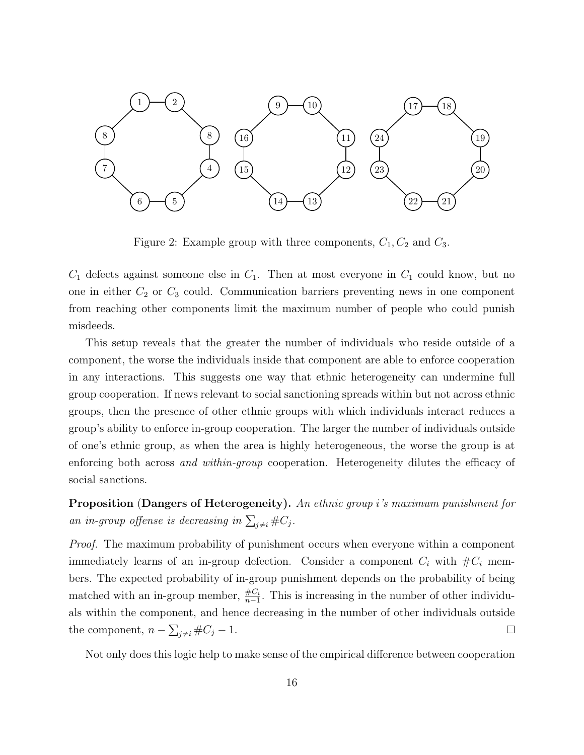Figure 2: Example group with three components, $C_1, C_2$ and $C_3$.

$C_1$ defects against someone else in $C_1$. Then at most everyone in $C_1$ could know, but no one in either $C_2$ or $C_3$ could. Communication barriers preventing news in one component from reaching other components limit the maximum number of people who could punish misdeeds.

This setup reveals that the greater the number of individuals who reside outside of a component, the worse the individuals inside that component are able to enforce cooperation in any interactions. This suggests one way that ethnic heterogeneity can undermine full group cooperation. If news relevant to social sanctioning spreads within but not across ethnic groups, then the presence of other ethnic groups with which individuals interact reduces a group's ability to enforce in-group cooperation. The larger the number of individuals outside of one's ethnic group, as when the area is highly heterogeneous, the worse the group is at enforcing both across *and within-group* cooperation. Heterogeneity dilutes the efficacy of social sanctions.

**Proposition (Dangers of Heterogeneity).** *An ethnic group i's maximum punishment for an in-group offense is decreasing in* $\sum_{j \neq i} \#C_j$.

*Proof.* The maximum probability of punishment occurs when everyone within a component immediately learns of an in-group defection. Consider a component $C_i$ with $\#C_i$ members. The expected probability of in-group punishment depends on the probability of being matched with an in-group member, $\frac{\#C_i}{n-1}$. This is increasing in the number of other individuals within the component, and hence decreasing in the number of other individuals outside the component, $n - \sum_{j \neq i} \#C_j - 1$. □

Not only does this logic help to make sense of the empirical difference between cooperation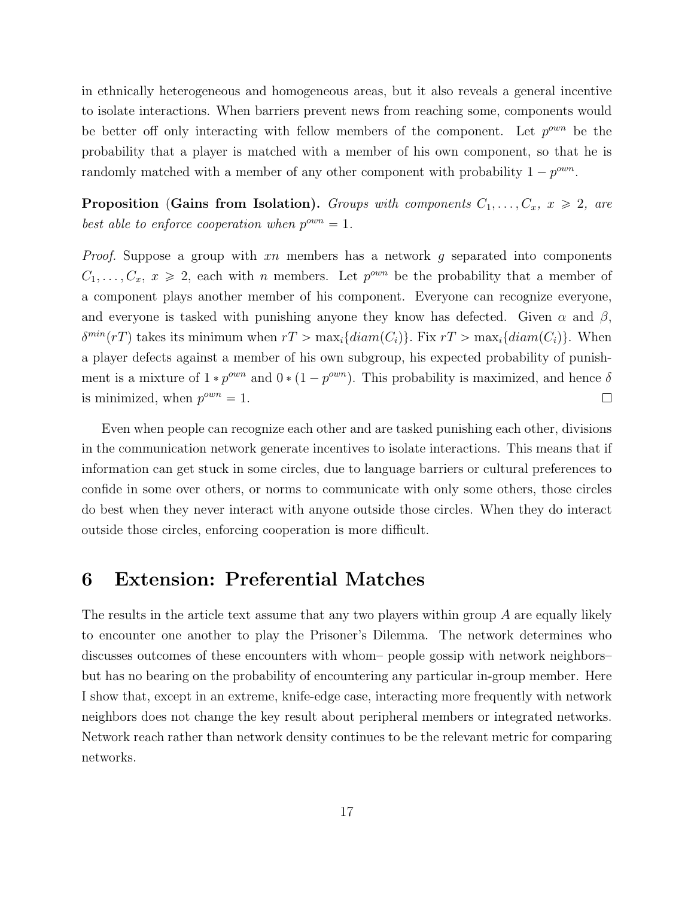in ethnically heterogeneous and homogeneous areas, but it also reveals a general incentive to isolate interactions. When barriers prevent news from reaching some, components would be better off only interacting with fellow members of the component. Let $p^{own}$ be the probability that a player is matched with a member of his own component, so that he is randomly matched with a member of any other component with probability $1 - p^{own}$.

**Proposition (Gains from Isolation).** *Groups with components $C_1, \ldots, C_x$, $x \geqslant 2$, are best able to enforce cooperation when $p^{own} = 1$.*

*Proof.* Suppose a group with $xn$ members has a network $g$ separated into components $C_1, \ldots, C_x$, $x \geqslant 2$, each with $n$ members. Let $p^{own}$ be the probability that a member of a component plays another member of his component. Everyone can recognize everyone, and everyone is tasked with punishing anyone they know has defected. Given $\alpha$ and $\beta$, $\delta^{min}(rT)$ takes its minimum when $rT > \max_i\{diam(C_i)\}$. Fix $rT > \max_i\{diam(C_i)\}$. When a player defects against a member of his own subgroup, his expected probability of punishment is a mixture of $1 * p^{own}$ and $0 * (1 - p^{own})$. This probability is maximized, and hence $\delta$ is minimized, when $p^{own} = 1$. □

Even when people can recognize each other and are tasked punishing each other, divisions in the communication network generate incentives to isolate interactions. This means that if information can get stuck in some circles, due to language barriers or cultural preferences to confide in some over others, or norms to communicate with only some others, those circles do best when they never interact with anyone outside those circles. When they do interact outside those circles, enforcing cooperation is more difficult.

# 6 Extension: Preferential Matches

The results in the article text assume that any two players within group $A$ are equally likely to encounter one another to play the Prisoner's Dilemma. The network determines who discusses outcomes of these encounters with whom– people gossip with network neighbors– but has no bearing on the probability of encountering any particular in-group member. Here I show that, except in an extreme, knife-edge case, interacting more frequently with network neighbors does not change the key result about peripheral members or integrated networks. Network reach rather than network density continues to be the relevant metric for comparing networks.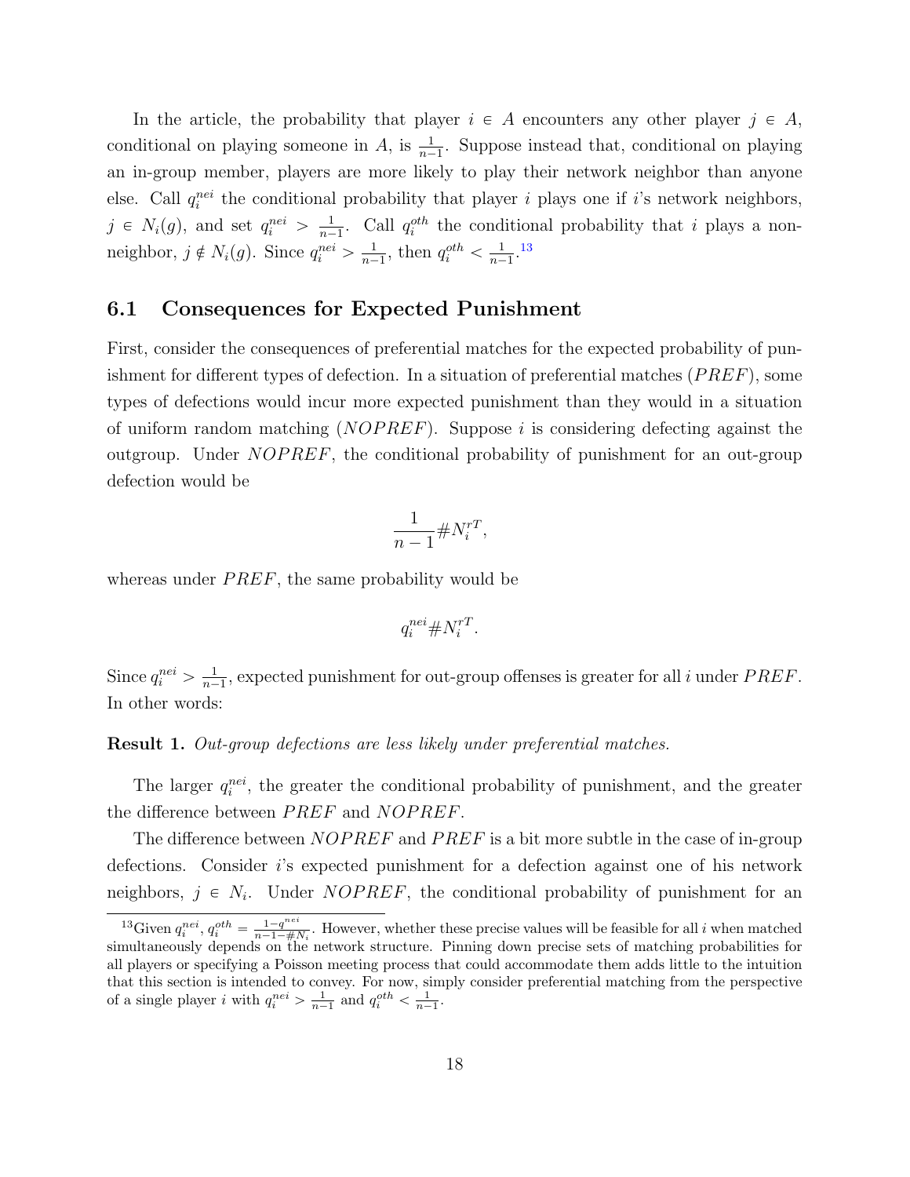In the article, the probability that player $i \in A$ encounters any other player $j \in A$, conditional on playing someone in $A$, is $\frac{1}{n-1}$. Suppose instead that, conditional on playing an in-group member, players are more likely to play their network neighbor than anyone else. Call $q_i^{nei}$ the conditional probability that player $i$ plays one if $i$'s network neighbors, $j \in N_i(g)$, and set $q_i^{nei} > \frac{1}{n-1}$. Call $q_i^{oth}$ the conditional probability that $i$ plays a non-neighbor, $j \notin N_i(g)$. Since $q_i^{nei} > \frac{1}{n-1}$, then $q_i^{oth} < \frac{1}{n-1}$.[13]

## 6.1 Consequences for Expected Punishment

First, consider the consequences of preferential matches for the expected probability of punishment for different types of defection. In a situation of preferential matches ($PREF$), some types of defections would incur more expected punishment than they would in a situation of uniform random matching ($NOPREF$). Suppose $i$ is considering defecting against the outgroup. Under $NOPREF$, the conditional probability of punishment for an out-group defection would be

$$\frac{1}{n-1} \# N_i^{rT},$$

whereas under $PREF$, the same probability would be

$$q_i^{nei} \# N_i^{rT}.$$

Since $q_i^{nei} > \frac{1}{n-1}$, expected punishment for out-group offenses is greater for all $i$ under $PREF$. In other words:

**Result 1.** *Out-group defections are less likely under preferential matches.*

The larger $q_i^{nei}$, the greater the conditional probability of punishment, and the greater the difference between $PREF$ and $NOPREF$.

The difference between $NOPREF$ and $PREF$ is a bit more subtle in the case of in-group defections. Consider $i$'s expected punishment for a defection against one of his network neighbors, $j \in N_i$. Under $NOPREF$, the conditional probability of punishment for an

[13] Given $q_i^{nei}$, $q_i^{oth} = \frac{1-q^{nei}}{n-1-\# N_i}$. However, whether these precise values will be feasible for all $i$ when matched simultaneously depends on the network structure. Pinning down precise sets of matching probabilities for all players or specifying a Poisson meeting process that could accommodate them adds little to the intuition that this section is intended to convey. For now, simply consider preferential matching from the perspective of a single player $i$ with $q_i^{nei} > \frac{1}{n-1}$ and $q_i^{oth} < \frac{1}{n-1}$.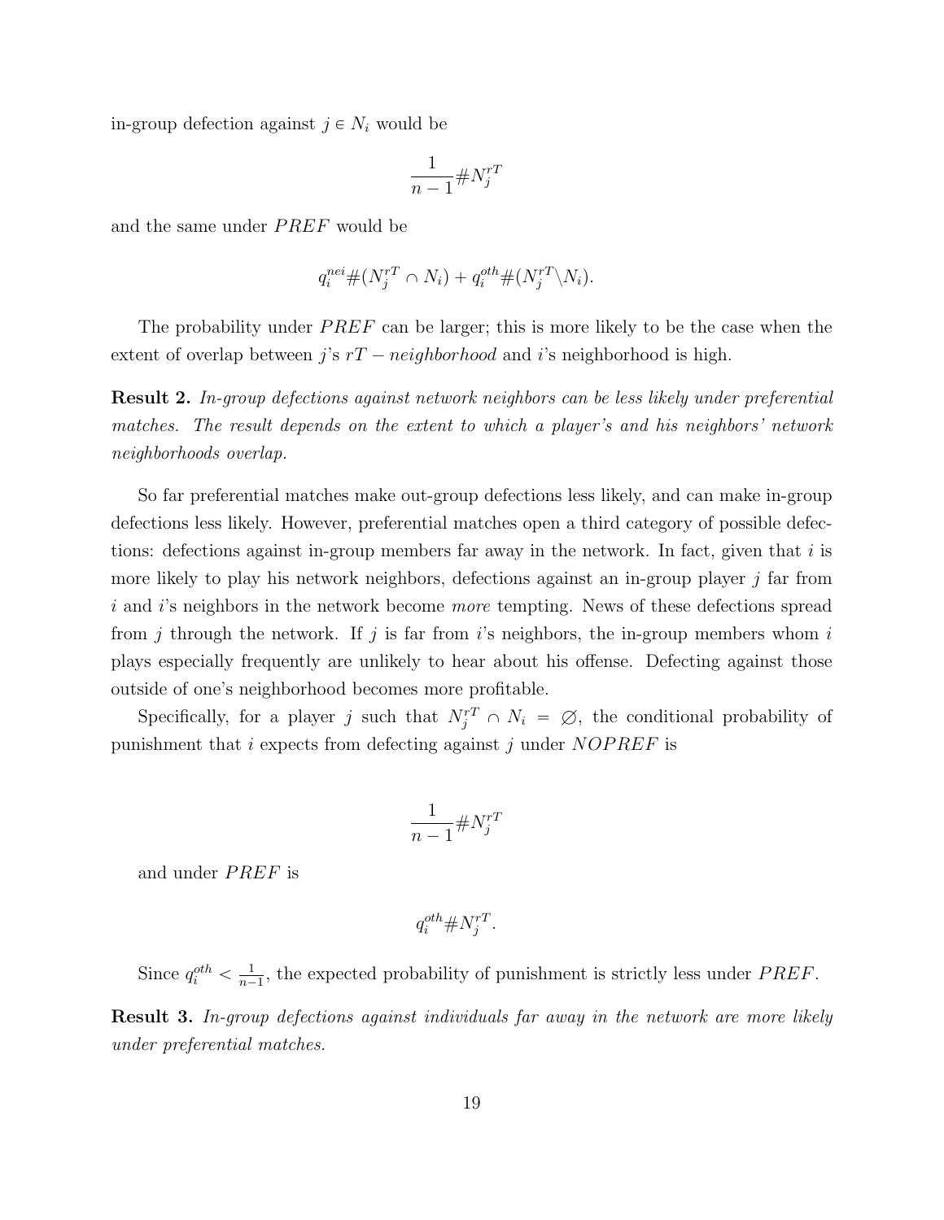in-group defection against $j \in N_i$ would be

$$\frac{1}{n-1}\#N_j^{rT}$$

and the same under $PREF$ would be

$$q_i^{nei}\#(N_j^{rT} \cap N_i) + q_i^{oth}\#(N_j^{rT} \backslash N_i).$$

The probability under $PREF$ can be larger; this is more likely to be the case when the extent of overlap between $j$'s $rT-neighborhood$ and $i$'s neighborhood is high.

**Result 2.** *In-group defections against network neighbors can be less likely under preferential matches. The result depends on the extent to which a player's and his neighbors' network neighborhoods overlap.*

So far preferential matches make out-group defections less likely, and can make in-group defections less likely. However, preferential matches open a third category of possible defections: defections against in-group members far away in the network. In fact, given that $i$ is more likely to play his network neighbors, defections against an in-group player $j$ far from $i$ and $i$'s neighbors in the network become *more* tempting. News of these defections spread from $j$ through the network. If $j$ is far from $i$'s neighbors, the in-group members whom $i$ plays especially frequently are unlikely to hear about his offense. Defecting against those outside of one's neighborhood becomes more profitable.

Specifically, for a player $j$ such that $N_j^{rT} \cap N_i = \varnothing$, the conditional probability of punishment that $i$ expects from defecting against $j$ under $NOPREF$ is

$$\frac{1}{n-1}\#N_j^{rT}$$

and under $PREF$ is

$$q_i^{oth}\#N_j^{rT}.$$

Since $q_i^{oth} < \frac{1}{n-1}$, the expected probability of punishment is strictly less under $PREF$.

**Result 3.** *In-group defections against individuals far away in the network are more likely under preferential matches.*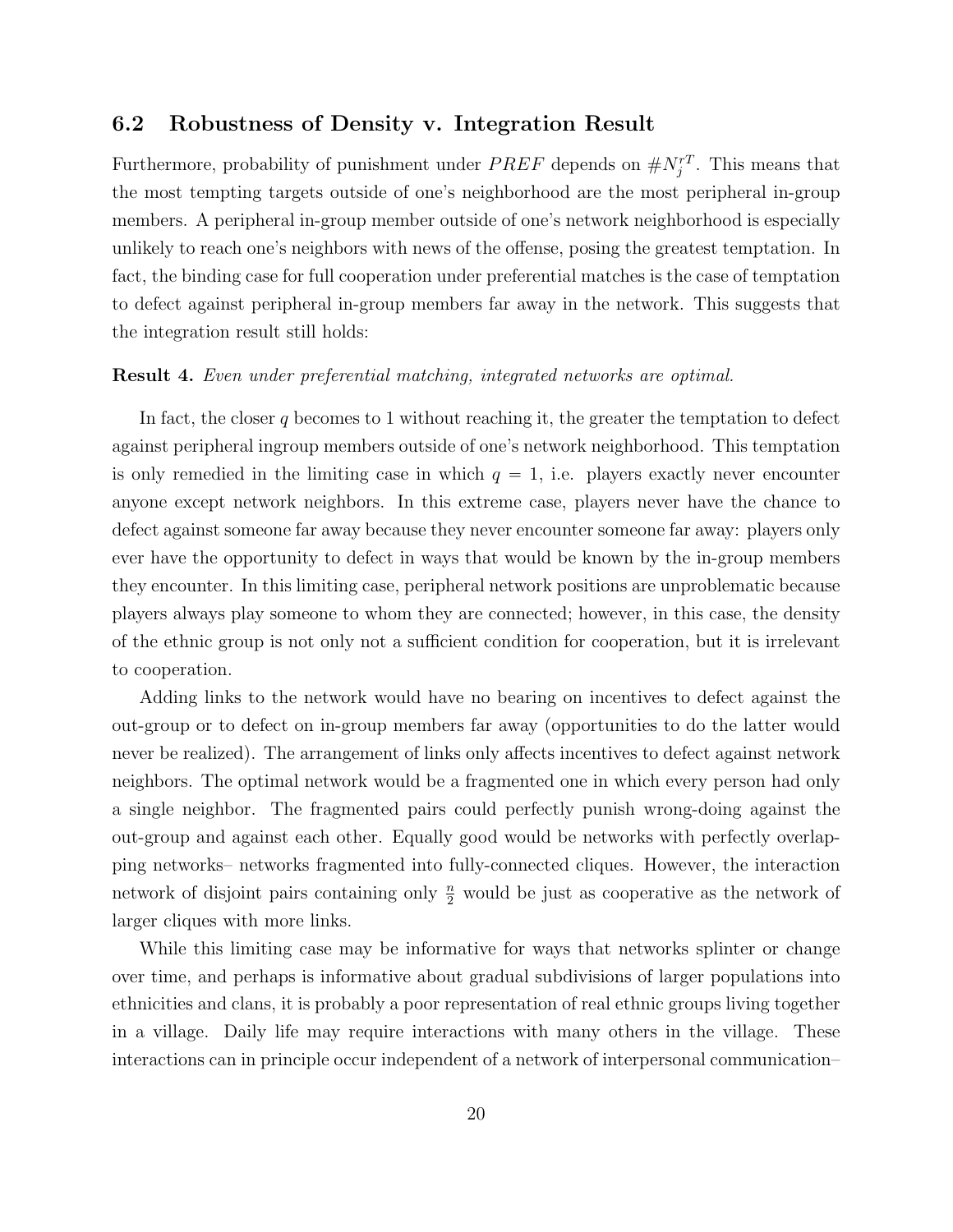## 6.2 Robustness of Density v. Integration Result

Furthermore, probability of punishment under $PREF$ depends on $\#N_j^{rT}$. This means that the most tempting targets outside of one's neighborhood are the most peripheral in-group members. A peripheral in-group member outside of one's network neighborhood is especially unlikely to reach one's neighbors with news of the offense, posing the greatest temptation. In fact, the binding case for full cooperation under preferential matches is the case of temptation to defect against peripheral in-group members far away in the network. This suggests that the integration result still holds:

**Result 4.** *Even under preferential matching, integrated networks are optimal.*

In fact, the closer $q$ becomes to 1 without reaching it, the greater the temptation to defect against peripheral ingroup members outside of one's network neighborhood. This temptation is only remedied in the limiting case in which $q = 1$, i.e. players exactly never encounter anyone except network neighbors. In this extreme case, players never have the chance to defect against someone far away because they never encounter someone far away: players only ever have the opportunity to defect in ways that would be known by the in-group members they encounter. In this limiting case, peripheral network positions are unproblematic because players always play someone to whom they are connected; however, in this case, the density of the ethnic group is not only not a sufficient condition for cooperation, but it is irrelevant to cooperation.

Adding links to the network would have no bearing on incentives to defect against the out-group or to defect on in-group members far away (opportunities to do the latter would never be realized). The arrangement of links only affects incentives to defect against network neighbors. The optimal network would be a fragmented one in which every person had only a single neighbor. The fragmented pairs could perfectly punish wrong-doing against the out-group and against each other. Equally good would be networks with perfectly overlapping networks– networks fragmented into fully-connected cliques. However, the interaction network of disjoint pairs containing only $\frac{n}{2}$ would be just as cooperative as the network of larger cliques with more links.

While this limiting case may be informative for ways that networks splinter or change over time, and perhaps is informative about gradual subdivisions of larger populations into ethnicities and clans, it is probably a poor representation of real ethnic groups living together in a village. Daily life may require interactions with many others in the village. These interactions can in principle occur independent of a network of interpersonal communication–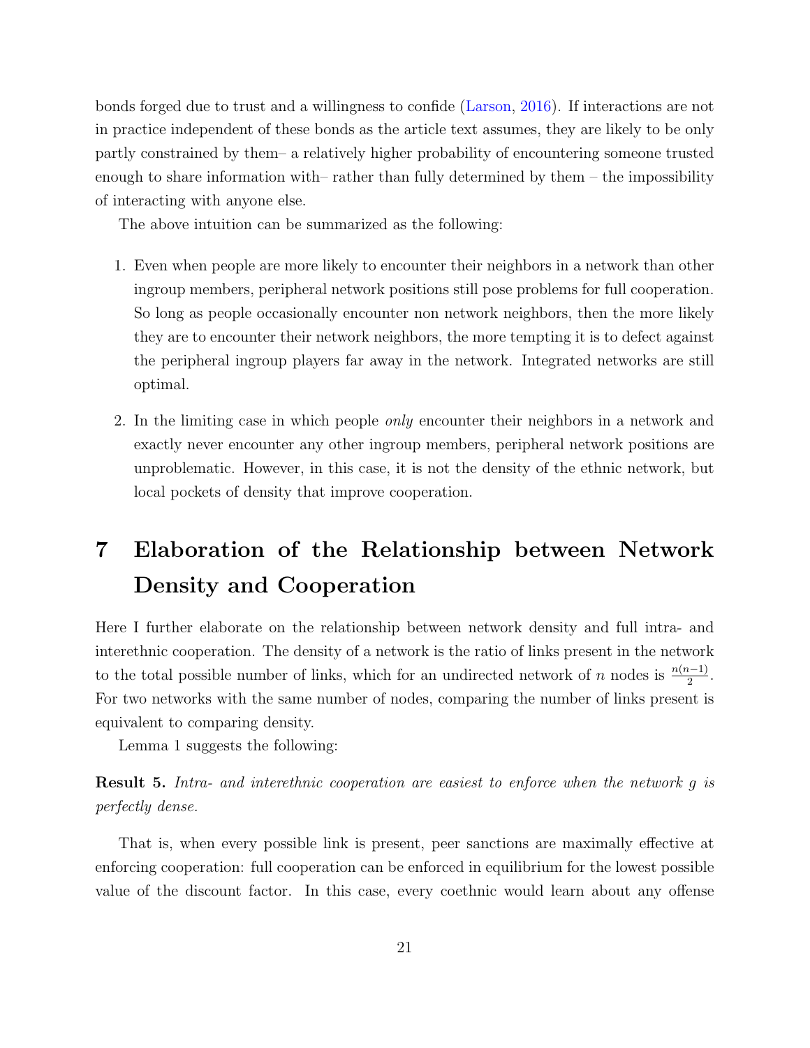bonds forged due to trust and a willingness to confide (Larson, 2016). If interactions are not in practice independent of these bonds as the article text assumes, they are likely to be only partly constrained by them– a relatively higher probability of encountering someone trusted enough to share information with– rather than fully determined by them – the impossibility of interacting with anyone else.

The above intuition can be summarized as the following:

1. Even when people are more likely to encounter their neighbors in a network than other ingroup members, peripheral network positions still pose problems for full cooperation. So long as people occasionally encounter non network neighbors, then the more likely they are to encounter their network neighbors, the more tempting it is to defect against the peripheral ingroup players far away in the network. Integrated networks are still optimal.

2. In the limiting case in which people *only* encounter their neighbors in a network and exactly never encounter any other ingroup members, peripheral network positions are unproblematic. However, in this case, it is not the density of the ethnic network, but local pockets of density that improve cooperation.

# 7 Elaboration of the Relationship between Network Density and Cooperation

Here I further elaborate on the relationship between network density and full intra- and interethnic cooperation. The density of a network is the ratio of links present in the network to the total possible number of links, which for an undirected network of $n$ nodes is $\frac{n(n-1)}{2}$. For two networks with the same number of nodes, comparing the number of links present is equivalent to comparing density.

Lemma 1 suggests the following:

**Result 5.** *Intra- and interethnic cooperation are easiest to enforce when the network $g$ is perfectly dense.*

That is, when every possible link is present, peer sanctions are maximally effective at enforcing cooperation: full cooperation can be enforced in equilibrium for the lowest possible value of the discount factor. In this case, every coethnic would learn about any offense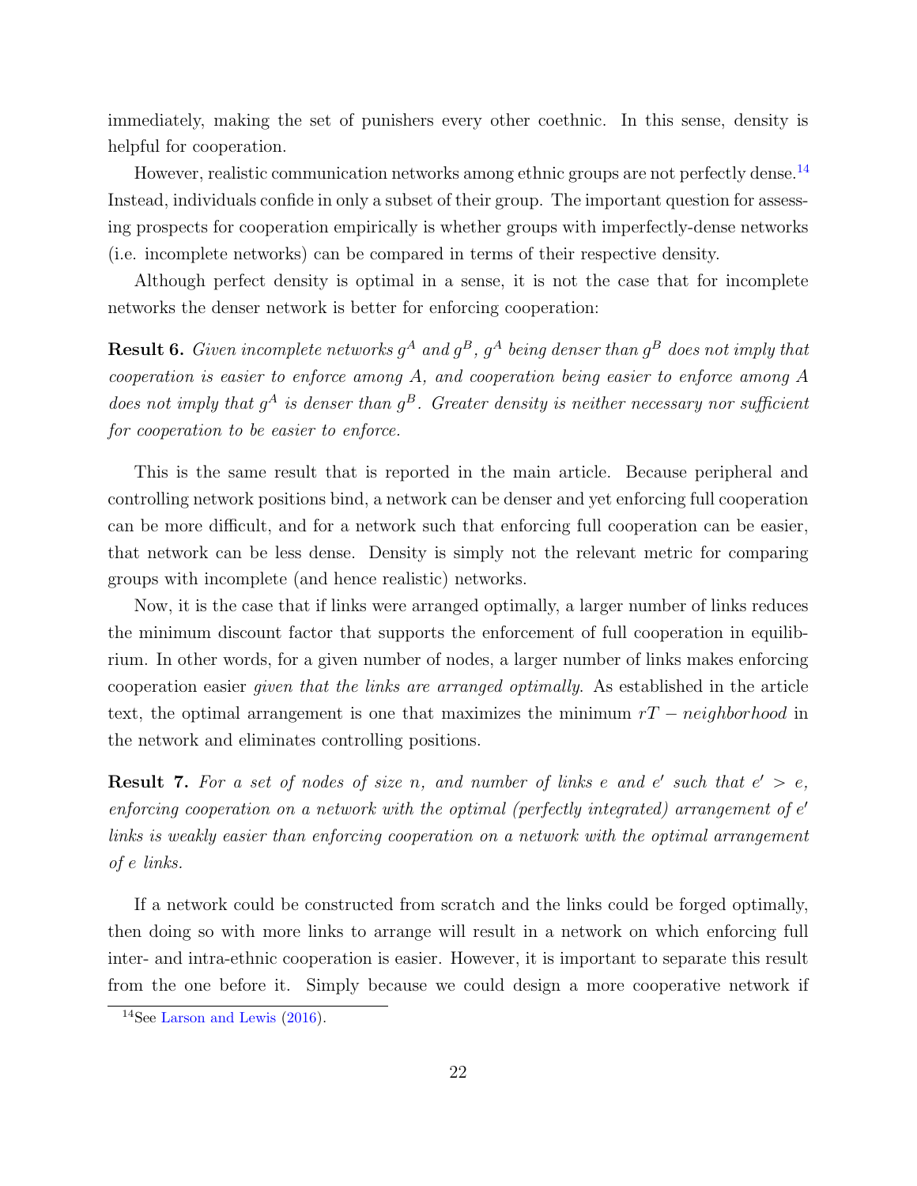immediately, making the set of punishers every other coethnic. In this sense, density is helpful for cooperation.

However, realistic communication networks among ethnic groups are not perfectly dense.[14] Instead, individuals confide in only a subset of their group. The important question for assessing prospects for cooperation empirically is whether groups with imperfectly-dense networks (i.e. incomplete networks) can be compared in terms of their respective density.

Although perfect density is optimal in a sense, it is not the case that for incomplete networks the denser network is better for enforcing cooperation:

**Result 6.** *Given incomplete networks $g^A$ and $g^B$, $g^A$ being denser than $g^B$ does not imply that cooperation is easier to enforce among A, and cooperation being easier to enforce among A does not imply that $g^A$ is denser than $g^B$. Greater density is neither necessary nor sufficient for cooperation to be easier to enforce.*

This is the same result that is reported in the main article. Because peripheral and controlling network positions bind, a network can be denser and yet enforcing full cooperation can be more difficult, and for a network such that enforcing full cooperation can be easier, that network can be less dense. Density is simply not the relevant metric for comparing groups with incomplete (and hence realistic) networks.

Now, it is the case that if links were arranged optimally, a larger number of links reduces the minimum discount factor that supports the enforcement of full cooperation in equilibrium. In other words, for a given number of nodes, a larger number of links makes enforcing cooperation easier *given that the links are arranged optimally*. As established in the article text, the optimal arrangement is one that maximizes the minimum $rT-neighborhood$ in the network and eliminates controlling positions.

**Result 7.** *For a set of nodes of size $n$, and number of links $e$ and $e'$ such that $e' > e$, enforcing cooperation on a network with the optimal (perfectly integrated) arrangement of $e'$ links is weakly easier than enforcing cooperation on a network with the optimal arrangement of $e$ links.*

If a network could be constructed from scratch and the links could be forged optimally, then doing so with more links to arrange will result in a network on which enforcing full inter- and intra-ethnic cooperation is easier. However, it is important to separate this result from the one before it. Simply because we could design a more cooperative network if

[14] See Larson and Lewis (2016).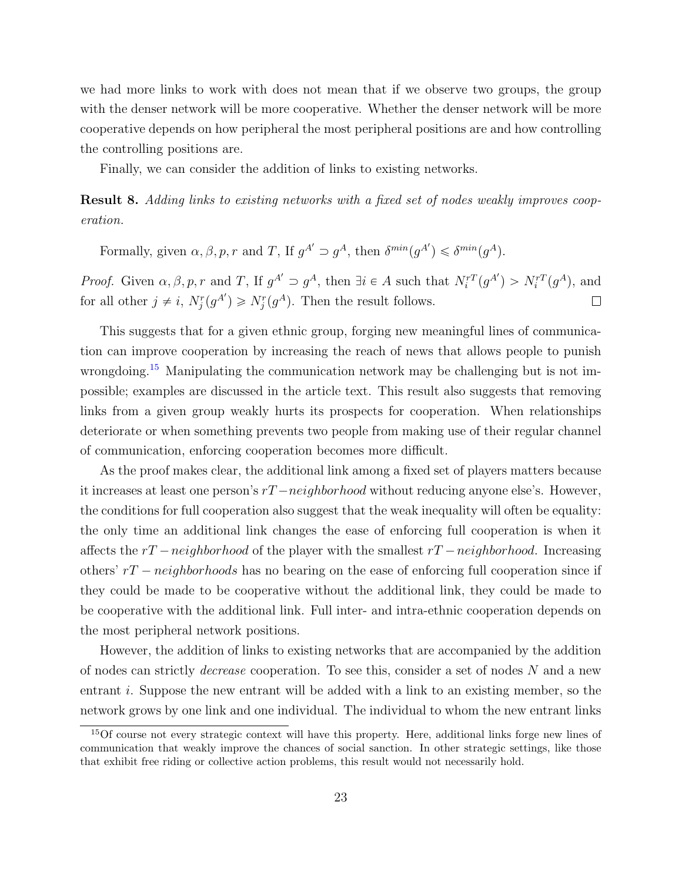we had more links to work with does not mean that if we observe two groups, the group with the denser network will be more cooperative. Whether the denser network will be more cooperative depends on how peripheral the most peripheral positions are and how controlling the controlling positions are.

Finally, we can consider the addition of links to existing networks.

**Result 8.** *Adding links to existing networks with a fixed set of nodes weakly improves cooperation.*

Formally, given $\alpha, \beta, p, r$ and $T$, If $g^{A'} \supset g^A$, then $\delta^{min}(g^{A'}) \leqslant \delta^{min}(g^A)$.

*Proof.* Given $\alpha, \beta, p, r$ and $T$, If $g^{A'} \supset g^A$, then $\exists i \in A$ such that $N_i^{rT}(g^{A'}) > N_i^{rT}(g^A)$, and for all other $j \neq i$, $N_j^r(g^{A'}) \geqslant N_j^r(g^A)$. Then the result follows. $\square$

This suggests that for a given ethnic group, forging new meaningful lines of communication can improve cooperation by increasing the reach of news that allows people to punish wrongdoing.[15] Manipulating the communication network may be challenging but is not impossible; examples are discussed in the article text. This result also suggests that removing links from a given group weakly hurts its prospects for cooperation. When relationships deteriorate or when something prevents two people from making use of their regular channel of communication, enforcing cooperation becomes more difficult.

As the proof makes clear, the additional link among a fixed set of players matters because it increases at least one person's $rT-neighborhood$ without reducing anyone else's. However, the conditions for full cooperation also suggest that the weak inequality will often be equality: the only time an additional link changes the ease of enforcing full cooperation is when it affects the $rT-neighborhood$ of the player with the smallest $rT-neighborhood$. Increasing others' $rT-neighborhoods$ has no bearing on the ease of enforcing full cooperation since if they could be made to be cooperative without the additional link, they could be made to be cooperative with the additional link. Full inter- and intra-ethnic cooperation depends on the most peripheral network positions.

However, the addition of links to existing networks that are accompanied by the addition of nodes can strictly *decrease* cooperation. To see this, consider a set of nodes $N$ and a new entrant $i$. Suppose the new entrant will be added with a link to an existing member, so the network grows by one link and one individual. The individual to whom the new entrant links

[15] Of course not every strategic context will have this property. Here, additional links forge new lines of communication that weakly improve the chances of social sanction. In other strategic settings, like those that exhibit free riding or collective action problems, this result would not necessarily hold.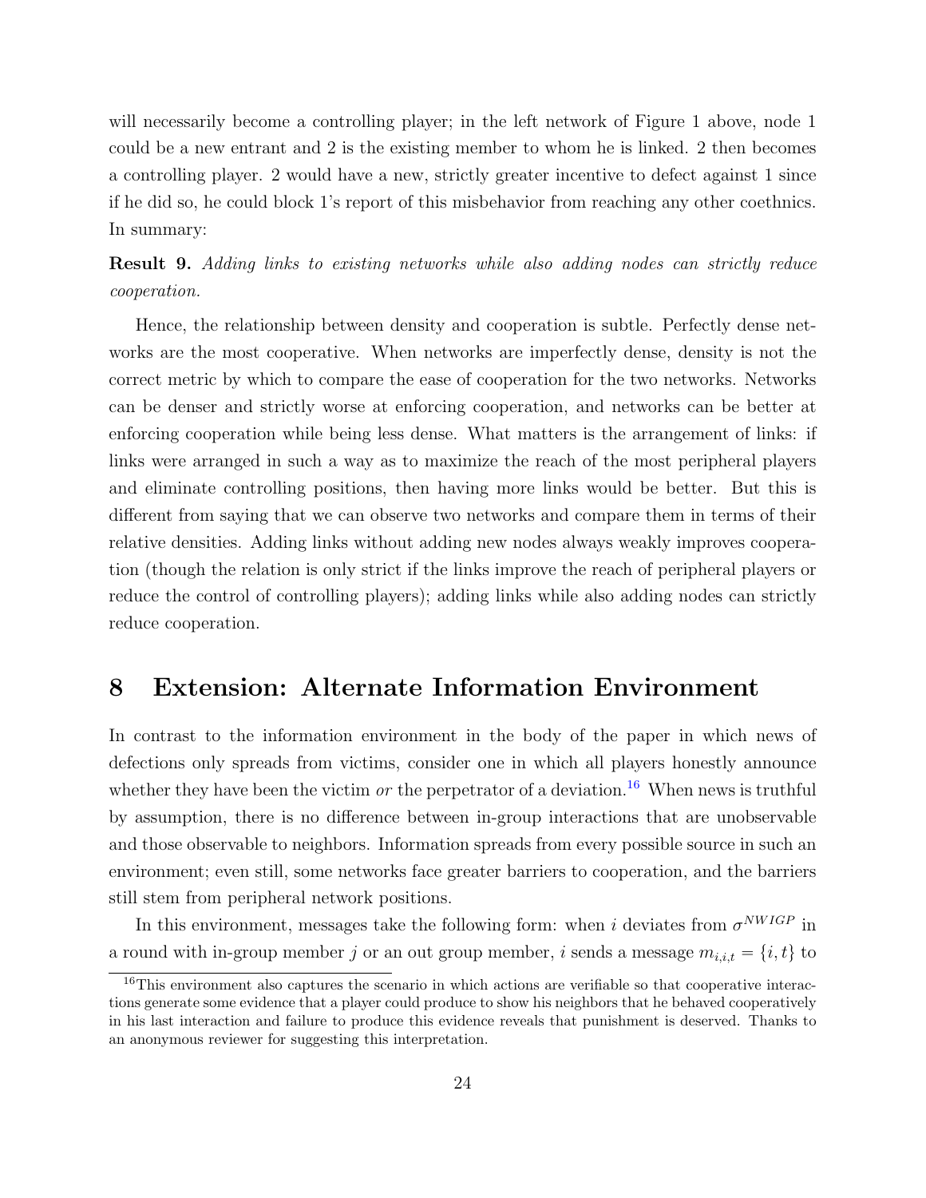will necessarily become a controlling player; in the left network of Figure 1 above, node 1 could be a new entrant and 2 is the existing member to whom he is linked. 2 then becomes a controlling player. 2 would have a new, strictly greater incentive to defect against 1 since if he did so, he could block 1's report of this misbehavior from reaching any other coethnics. In summary:

**Result 9.** *Adding links to existing networks while also adding nodes can strictly reduce cooperation.*

Hence, the relationship between density and cooperation is subtle. Perfectly dense networks are the most cooperative. When networks are imperfectly dense, density is not the correct metric by which to compare the ease of cooperation for the two networks. Networks can be denser and strictly worse at enforcing cooperation, and networks can be better at enforcing cooperation while being less dense. What matters is the arrangement of links: if links were arranged in such a way as to maximize the reach of the most peripheral players and eliminate controlling positions, then having more links would be better. But this is different from saying that we can observe two networks and compare them in terms of their relative densities. Adding links without adding new nodes always weakly improves cooperation (though the relation is only strict if the links improve the reach of peripheral players or reduce the control of controlling players); adding links while also adding nodes can strictly reduce cooperation.

# 8 Extension: Alternate Information Environment

In contrast to the information environment in the body of the paper in which news of defections only spreads from victims, consider one in which all players honestly announce whether they have been the victim *or* the perpetrator of a deviation.[16] When news is truthful by assumption, there is no difference between in-group interactions that are unobservable and those observable to neighbors. Information spreads from every possible source in such an environment; even still, some networks face greater barriers to cooperation, and the barriers still stem from peripheral network positions.

In this environment, messages take the following form: when $i$ deviates from $\sigma^{NWIGP}$ in a round with in-group member $j$ or an out group member, $i$ sends a message $m_{i,i,t} = \{i, t\}$ to

[16] This environment also captures the scenario in which actions are verifiable so that cooperative interactions generate some evidence that a player could produce to show his neighbors that he behaved cooperatively in his last interaction and failure to produce this evidence reveals that punishment is deserved. Thanks to an anonymous reviewer for suggesting this interpretation.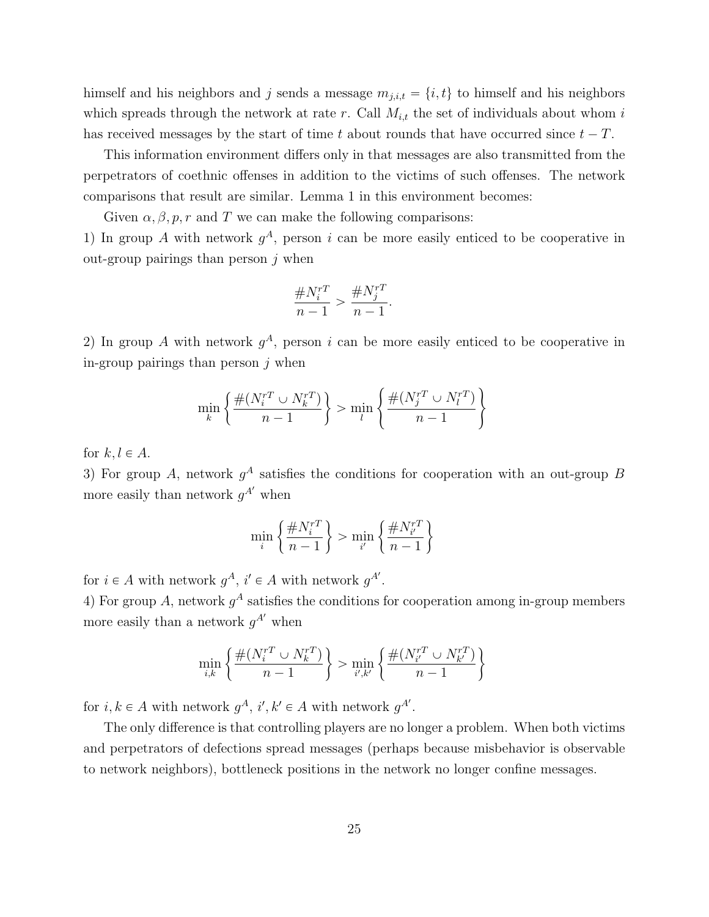himself and his neighbors and $j$ sends a message $m_{j,i,t} = \{i, t\}$ to himself and his neighbors which spreads through the network at rate $r$. Call $M_{i,t}$ the set of individuals about whom $i$ has received messages by the start of time $t$ about rounds that have occurred since $t - T$.

This information environment differs only in that messages are also transmitted from the perpetrators of coethnic offenses in addition to the victims of such offenses. The network comparisons that result are similar. Lemma 1 in this environment becomes:

Given $\alpha, \beta, p, r$ and $T$ we can make the following comparisons:

1) In group $A$ with network $g^A$, person $i$ can be more easily enticed to be cooperative in out-group pairings than person $j$ when

$$\frac{\#N_i^{rT}}{n-1} > \frac{\#N_j^{rT}}{n-1}.$$

2) In group $A$ with network $g^A$, person $i$ can be more easily enticed to be cooperative in in-group pairings than person $j$ when

$$\min_k \left\{ \frac{\#(N_i^{rT} \cup N_k^{rT})}{n-1} \right\} > \min_l \left\{ \frac{\#(N_j^{rT} \cup N_l^{rT})}{n-1} \right\}$$

for $k, l \in A$.

3) For group $A$, network $g^A$ satisfies the conditions for cooperation with an out-group $B$ more easily than network $g^{A'}$ when

$$\min_i \left\{ \frac{\#N_i^{rT}}{n-1} \right\} > \min_{i'} \left\{ \frac{\#N_{i'}^{rT}}{n-1} \right\}$$

for $i \in A$ with network $g^A$, $i' \in A$ with network $g^{A'}$.

4) For group $A$, network $g^A$ satisfies the conditions for cooperation among in-group members more easily than a network $g^{A'}$ when

$$\min_{i,k} \left\{ \frac{\#(N_i^{rT} \cup N_k^{rT})}{n-1} \right\} > \min_{i',k'} \left\{ \frac{\#(N_{i'}^{rT} \cup N_{k'}^{rT})}{n-1} \right\}$$

for $i, k \in A$ with network $g^A$, $i', k' \in A$ with network $g^{A'}$.

The only difference is that controlling players are no longer a problem. When both victims and perpetrators of defections spread messages (perhaps because misbehavior is observable to network neighbors), bottleneck positions in the network no longer confine messages.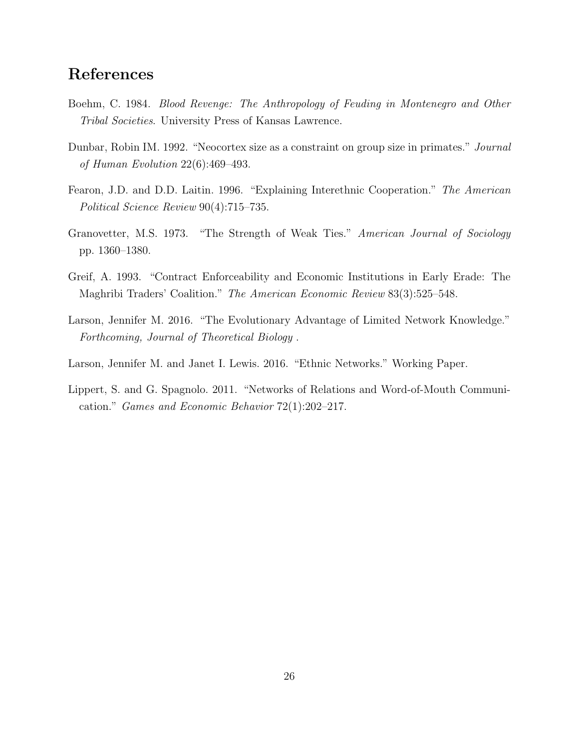# References

Boehm, C. 1984. *Blood Revenge: The Anthropology of Feuding in Montenegro and Other Tribal Societies*. University Press of Kansas Lawrence.

Dunbar, Robin IM. 1992. "Neocortex size as a constraint on group size in primates." *Journal of Human Evolution* 22(6):469–493.

Fearon, J.D. and D.D. Laitin. 1996. "Explaining Interethnic Cooperation." *The American Political Science Review* 90(4):715–735.

Granovetter, M.S. 1973. "The Strength of Weak Ties." *American Journal of Sociology* pp. 1360–1380.

Greif, A. 1993. "Contract Enforceability and Economic Institutions in Early Erade: The Maghribi Traders' Coalition." *The American Economic Review* 83(3):525–548.

Larson, Jennifer M. 2016. "The Evolutionary Advantage of Limited Network Knowledge." *Forthcoming, Journal of Theoretical Biology* .

Larson, Jennifer M. and Janet I. Lewis. 2016. "Ethnic Networks." Working Paper.

Lippert, S. and G. Spagnolo. 2011. "Networks of Relations and Word-of-Mouth Communication." *Games and Economic Behavior* 72(1):202–217.